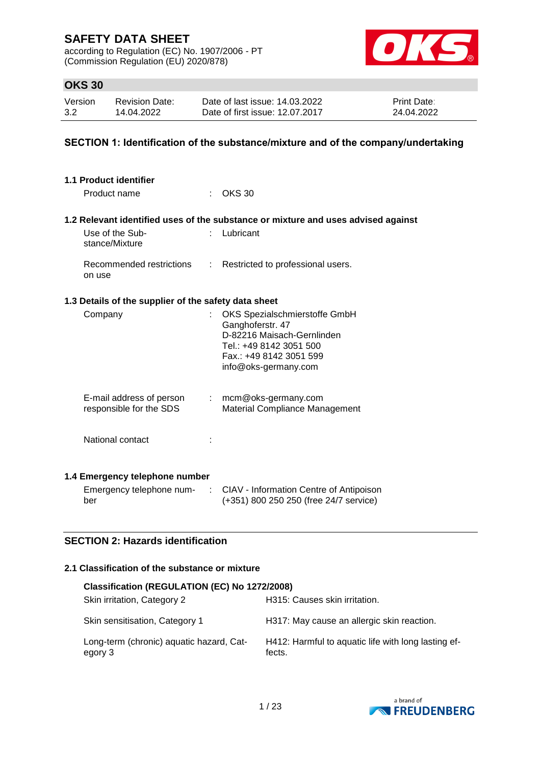# SAFETY DATA SHEET

according to Regulation (EC) No. 1907/2006 - PT
(Commission Regulation (EU) 2020/878)

## OKS 30

| Version | Revision Date: | Date of last issue: 14.03.2022 | Print Date: |
|---|---|---|---|
| 3.2 | 14.04.2022 | Date of first issue: 12.07.2017 | 24.04.2022 |

## SECTION 1: Identification of the substance/mixture and of the company/undertaking

### 1.1 Product identifier

Product name : OKS 30

### 1.2 Relevant identified uses of the substance or mixture and uses advised against

Use of the Substance/Mixture : Lubricant

Recommended restrictions on use : Restricted to professional users.

### 1.3 Details of the supplier of the safety data sheet

Company : OKS Spezialschmierstoffe GmbH
Ganghoferstr. 47
D-82216 Maisach-Gernlinden
Tel.: +49 8142 3051 500
Fax.: +49 8142 3051 599
info@oks-germany.com

E-mail address of person responsible for the SDS : mcm@oks-germany.com
Material Compliance Management

National contact :

### 1.4 Emergency telephone number

Emergency telephone number : CIAV - Information Centre of Antipoison
(+351) 800 250 250 (free 24/7 service)

## SECTION 2: Hazards identification

### 2.1 Classification of the substance or mixture

**Classification (REGULATION (EC) No 1272/2008)**

| | |
|---|---|
| Skin irritation, Category 2 | H315: Causes skin irritation. |
| Skin sensitisation, Category 1 | H317: May cause an allergic skin reaction. |
| Long-term (chronic) aquatic hazard, Category 3 | H412: Harmful to aquatic life with long lasting effects. |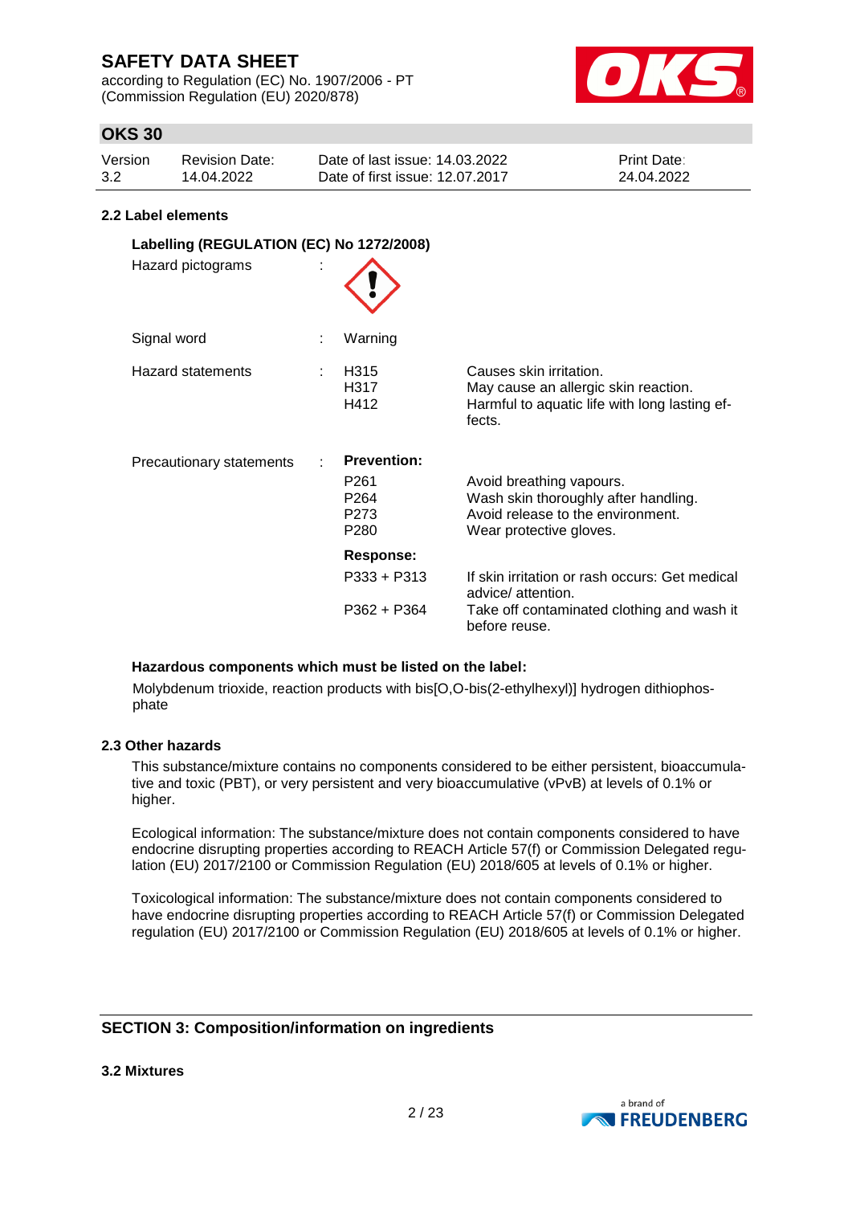## 2.2 Label elements

### Labelling (REGULATION (EC) No 1272/2008)

Hazard pictograms :

Signal word : Warning

| Hazard statements | | |
|---|---|---|
| : | H315 | Causes skin irritation. |
| | H317 | May cause an allergic skin reaction. |
| | H412 | Harmful to aquatic life with long lasting effects. |

Precautionary statements :

**Prevention:**

| | |
|---|---|
| P261 | Avoid breathing vapours. |
| P264 | Wash skin thoroughly after handling. |
| P273 | Avoid release to the environment. |
| P280 | Wear protective gloves. |

**Response:**

| | |
|---|---|
| P333 + P313 | If skin irritation or rash occurs: Get medical advice/ attention. |
| P362 + P364 | Take off contaminated clothing and wash it before reuse. |

**Hazardous components which must be listed on the label:**

Molybdenum trioxide, reaction products with bis[O,O-bis(2-ethylhexyl)] hydrogen dithiophosphate

## 2.3 Other hazards

This substance/mixture contains no components considered to be either persistent, bioaccumulative and toxic (PBT), or very persistent and very bioaccumulative (vPvB) at levels of 0.1% or higher.

Ecological information: The substance/mixture does not contain components considered to have endocrine disrupting properties according to REACH Article 57(f) or Commission Delegated regulation (EU) 2017/2100 or Commission Regulation (EU) 2018/605 at levels of 0.1% or higher.

Toxicological information: The substance/mixture does not contain components considered to have endocrine disrupting properties according to REACH Article 57(f) or Commission Delegated regulation (EU) 2017/2100 or Commission Regulation (EU) 2018/605 at levels of 0.1% or higher.

# SECTION 3: Composition/information on ingredients

## 3.2 Mixtures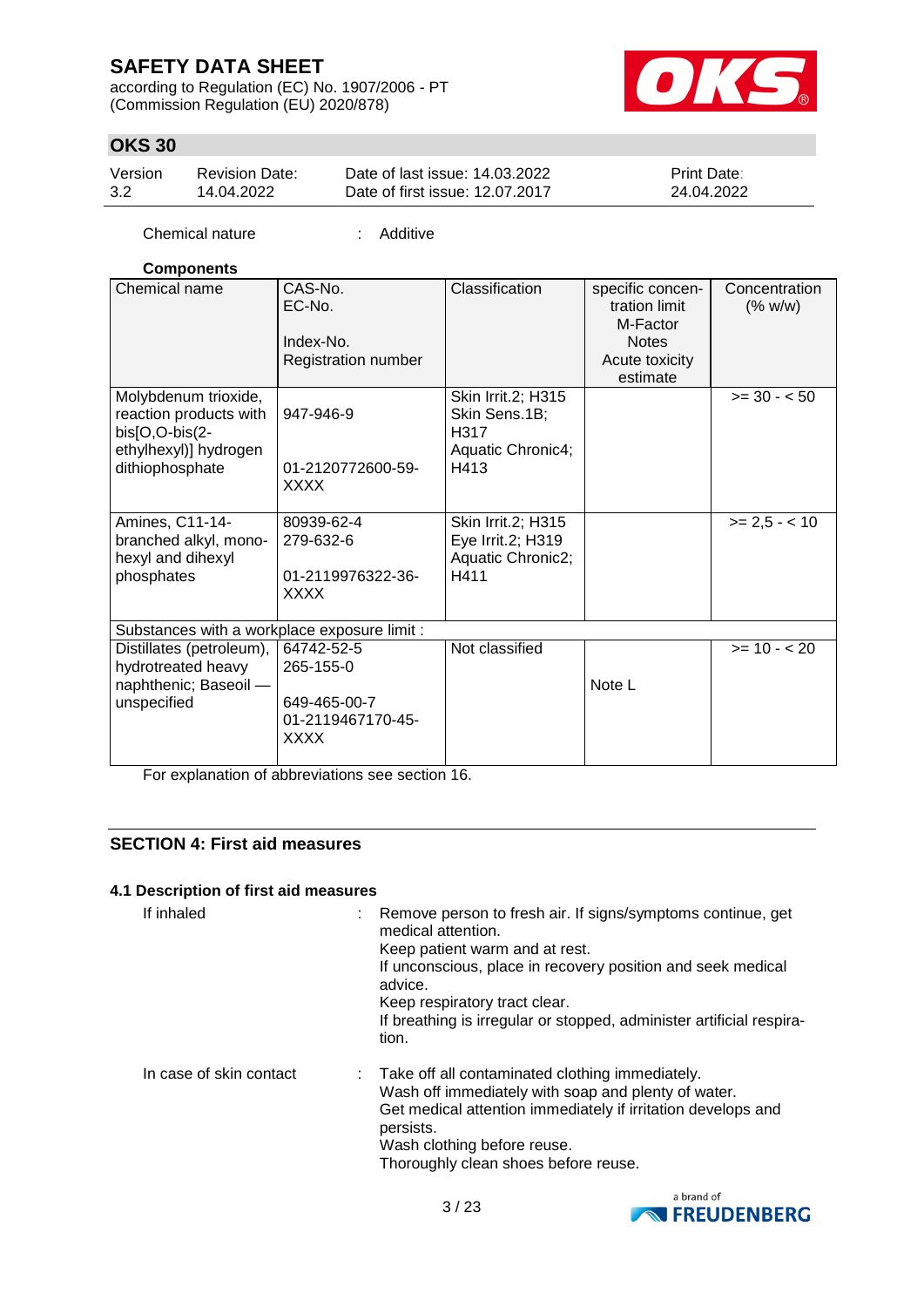Chemical nature : Additive

**Components**

| Chemical name | CAS-No.<br>EC-No.<br><br>Index-No.<br>Registration number | Classification | specific concentration limit<br>M-Factor<br>Notes<br>Acute toxicity estimate | Concentration (% w/w) |
|---|---|---|---|---|
| Molybdenum trioxide, reaction products with bis[O,O-bis(2-ethylhexyl)] hydrogen dithiophosphate | 947-946-9<br><br>01-2120772600-59-XXXX | Skin Irrit.2; H315<br>Skin Sens.1B; H317<br>Aquatic Chronic4; H413 | | >= 30 - < 50 |
| Amines, C11-14-branched alkyl, mono-hexyl and dihexyl phosphates | 80939-62-4<br>279-632-6<br><br>01-2119976322-36-XXXX | Skin Irrit.2; H315<br>Eye Irrit.2; H319<br>Aquatic Chronic2; H411 | | >= 2,5 - < 10 |
| Substances with a workplace exposure limit : | | | | |
| Distillates (petroleum), hydrotreated heavy naphthenic; Baseoil — unspecified | 64742-52-5<br>265-155-0<br><br>649-465-00-7<br>01-2119467170-45-XXXX | Not classified | Note L | >= 10 - < 20 |

For explanation of abbreviations see section 16.

## SECTION 4: First aid measures

### 4.1 Description of first aid measures

If inhaled : Remove person to fresh air. If signs/symptoms continue, get medical attention.
Keep patient warm and at rest.
If unconscious, place in recovery position and seek medical advice.
Keep respiratory tract clear.
If breathing is irregular or stopped, administer artificial respiration.

In case of skin contact : Take off all contaminated clothing immediately.
Wash off immediately with soap and plenty of water.
Get medical attention immediately if irritation develops and persists.
Wash clothing before reuse.
Thoroughly clean shoes before reuse.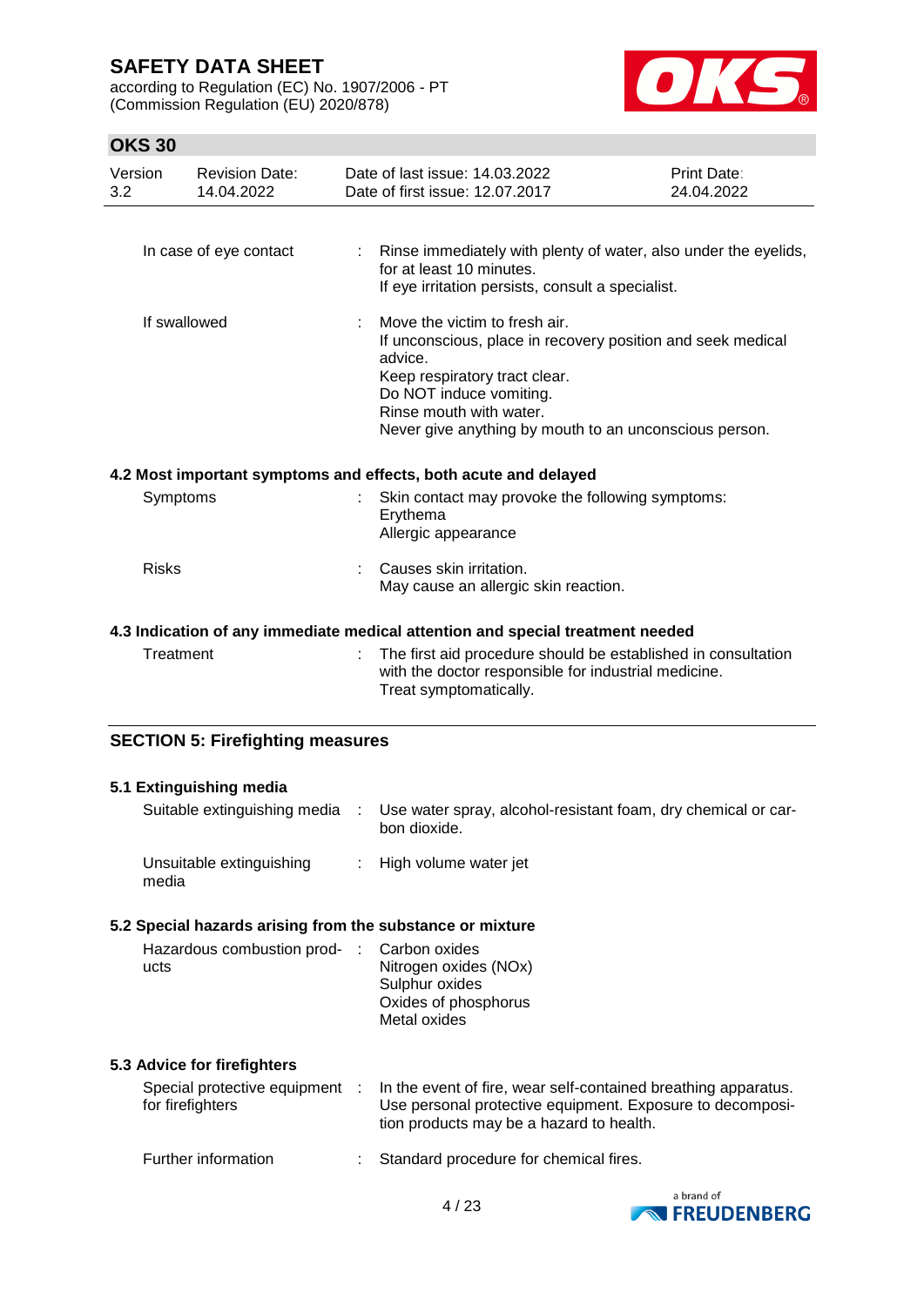| | | |
|---|---|---|
| In case of eye contact | : | Rinse immediately with plenty of water, also under the eyelids, for at least 10 minutes.<br>If eye irritation persists, consult a specialist. |
| If swallowed | : | Move the victim to fresh air.<br>If unconscious, place in recovery position and seek medical advice.<br>Keep respiratory tract clear.<br>Do NOT induce vomiting.<br>Rinse mouth with water.<br>Never give anything by mouth to an unconscious person. |

### 4.2 Most important symptoms and effects, both acute and delayed

| | | |
|---|---|---|
| Symptoms | : | Skin contact may provoke the following symptoms:<br>Erythema<br>Allergic appearance |
| Risks | : | Causes skin irritation.<br>May cause an allergic skin reaction. |

### 4.3 Indication of any immediate medical attention and special treatment needed

| | | |
|---|---|---|
| Treatment | : | The first aid procedure should be established in consultation with the doctor responsible for industrial medicine.<br>Treat symptomatically. |

## SECTION 5: Firefighting measures

### 5.1 Extinguishing media

| | | |
|---|---|---|
| Suitable extinguishing media | : | Use water spray, alcohol-resistant foam, dry chemical or carbon dioxide. |
| Unsuitable extinguishing media | : | High volume water jet |

### 5.2 Special hazards arising from the substance or mixture

| | | |
|---|---|---|
| Hazardous combustion products | : | Carbon oxides<br>Nitrogen oxides (NOx)<br>Sulphur oxides<br>Oxides of phosphorus<br>Metal oxides |

### 5.3 Advice for firefighters

| | | |
|---|---|---|
| Special protective equipment for firefighters | : | In the event of fire, wear self-contained breathing apparatus.<br>Use personal protective equipment. Exposure to decomposition products may be a hazard to health. |
| Further information | : | Standard procedure for chemical fires. |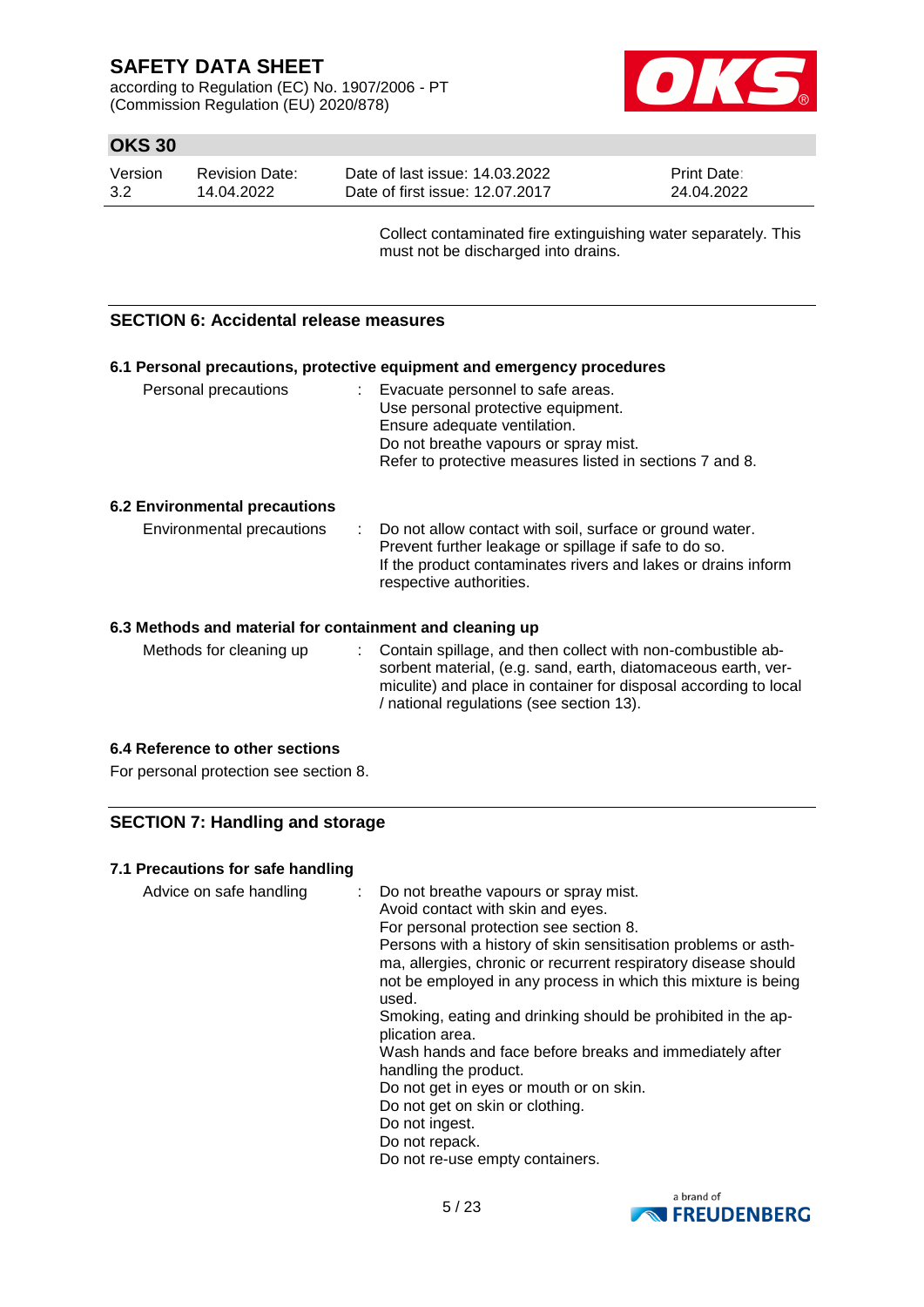Collect contaminated fire extinguishing water separately. This must not be discharged into drains.

## SECTION 6: Accidental release measures

### 6.1 Personal precautions, protective equipment and emergency procedures

Personal precautions : Evacuate personnel to safe areas.
Use personal protective equipment.
Ensure adequate ventilation.
Do not breathe vapours or spray mist.
Refer to protective measures listed in sections 7 and 8.

### 6.2 Environmental precautions

Environmental precautions : Do not allow contact with soil, surface or ground water.
Prevent further leakage or spillage if safe to do so.
If the product contaminates rivers and lakes or drains inform respective authorities.

### 6.3 Methods and material for containment and cleaning up

Methods for cleaning up : Contain spillage, and then collect with non-combustible absorbent material, (e.g. sand, earth, diatomaceous earth, vermiculite) and place in container for disposal according to local / national regulations (see section 13).

### 6.4 Reference to other sections

For personal protection see section 8.

## SECTION 7: Handling and storage

### 7.1 Precautions for safe handling

Advice on safe handling : Do not breathe vapours or spray mist.
Avoid contact with skin and eyes.
For personal protection see section 8.
Persons with a history of skin sensitisation problems or asthma, allergies, chronic or recurrent respiratory disease should not be employed in any process in which this mixture is being used.
Smoking, eating and drinking should be prohibited in the application area.
Wash hands and face before breaks and immediately after handling the product.
Do not get in eyes or mouth or on skin.
Do not get on skin or clothing.
Do not ingest.
Do not repack.
Do not re-use empty containers.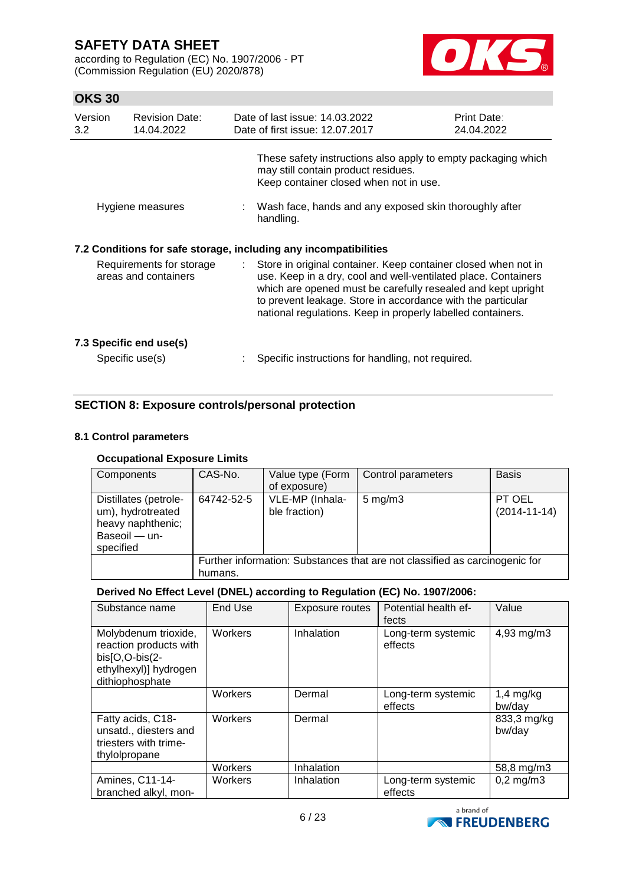These safety instructions also apply to empty packaging which may still contain product residues.
Keep container closed when not in use.

Hygiene measures : Wash face, hands and any exposed skin thoroughly after handling.

### 7.2 Conditions for safe storage, including any incompatibilities

Requirements for storage areas and containers : Store in original container. Keep container closed when not in use. Keep in a dry, cool and well-ventilated place. Containers which are opened must be carefully resealed and kept upright to prevent leakage. Store in accordance with the particular national regulations. Keep in properly labelled containers.

### 7.3 Specific end use(s)

Specific use(s) : Specific instructions for handling, not required.

## SECTION 8: Exposure controls/personal protection

### 8.1 Control parameters

**Occupational Exposure Limits**

| Components | CAS-No. | Value type (Form of exposure) | Control parameters | Basis |
|---|---|---|---|---|
| Distillates (petroleum), hydrotreated heavy naphthenic; Baseoil — unspecified | 64742-52-5 | VLE-MP (Inhalable fraction) | 5 mg/m3 | PT OEL (2014-11-14) |
| | Further information: Substances that are not classified as carcinogenic for humans. | | | |

**Derived No Effect Level (DNEL) according to Regulation (EC) No. 1907/2006:**

| Substance name | End Use | Exposure routes | Potential health effects | Value |
|---|---|---|---|---|
| Molybdenum trioxide, reaction products with bis[O,O-bis(2-ethylhexyl)] hydrogen dithiophosphate | Workers | Inhalation | Long-term systemic effects | 4,93 mg/m3 |
| | Workers | Dermal | Long-term systemic effects | 1,4 mg/kg bw/day |
| Fatty acids, C18-unsatd., diesters and triesters with trimethylolpropane | Workers | Dermal | | 833,3 mg/kg bw/day |
| | Workers | Inhalation | | 58,8 mg/m3 |
| Amines, C11-14-branched alkyl, mon- | Workers | Inhalation | Long-term systemic effects | 0,2 mg/m3 |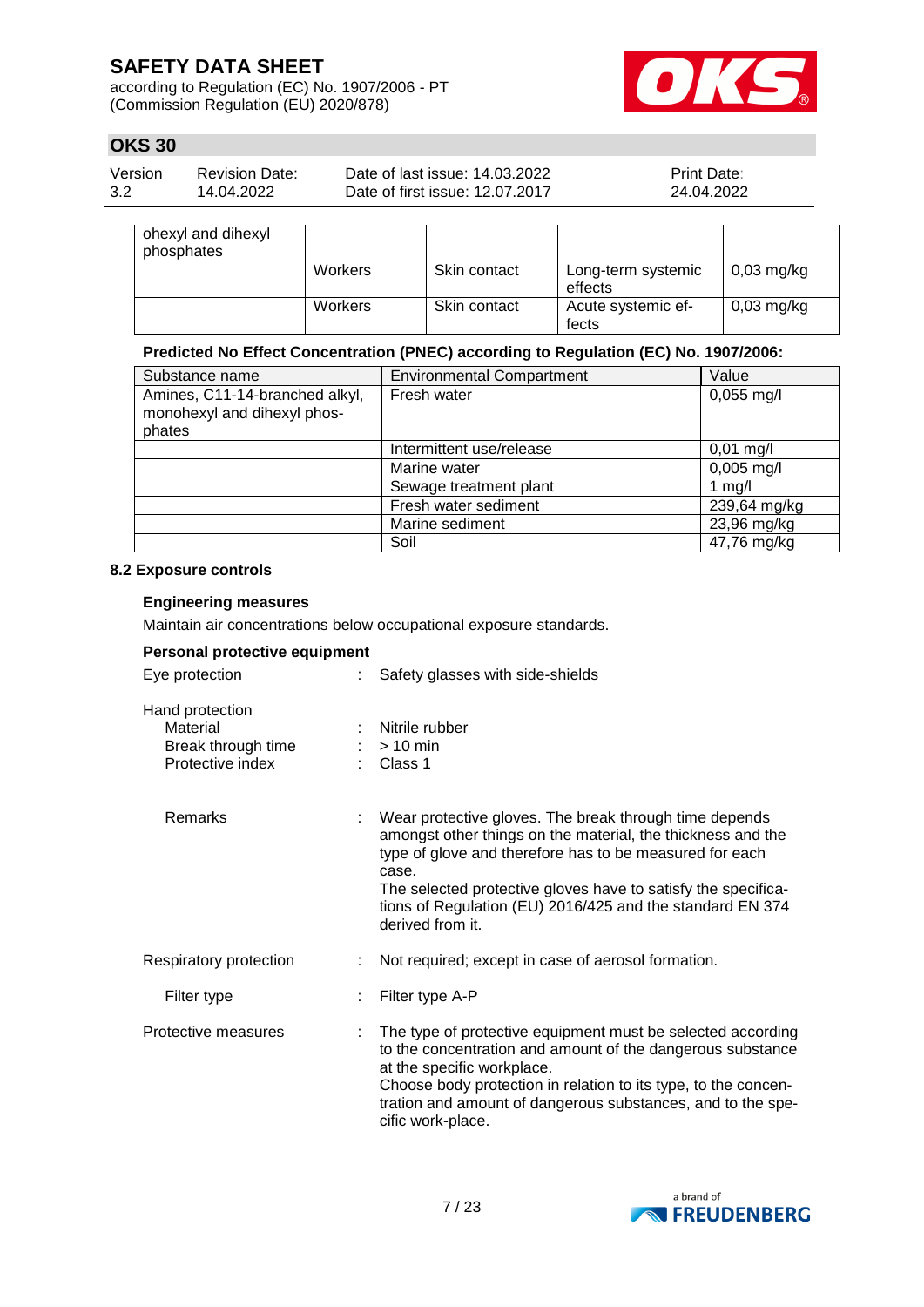| ohexyl and dihexyl phosphates | | | | |
|---|---|---|---|---|
| | Workers | Skin contact | Long-term systemic effects | 0,03 mg/kg |
| | Workers | Skin contact | Acute systemic effects | 0,03 mg/kg |

**Predicted No Effect Concentration (PNEC) according to Regulation (EC) No. 1907/2006:**

| Substance name | Environmental Compartment | Value |
|---|---|---|
| Amines, C11-14-branched alkyl, monohexyl and dihexyl phosphates | Fresh water | 0,055 mg/l |
| | Intermittent use/release | 0,01 mg/l |
| | Marine water | 0,005 mg/l |
| | Sewage treatment plant | 1 mg/l |
| | Fresh water sediment | 239,64 mg/kg |
| | Marine sediment | 23,96 mg/kg |
| | Soil | 47,76 mg/kg |

### 8.2 Exposure controls

**Engineering measures**

Maintain air concentrations below occupational exposure standards.

**Personal protective equipment**

Eye protection : Safety glasses with side-shields

Hand protection
- Material : Nitrile rubber
- Break through time : > 10 min
- Protective index : Class 1

- Remarks : Wear protective gloves. The break through time depends amongst other things on the material, the thickness and the type of glove and therefore has to be measured for each case.
  The selected protective gloves have to satisfy the specifications of Regulation (EU) 2016/425 and the standard EN 374 derived from it.

Respiratory protection : Not required; except in case of aerosol formation.

- Filter type : Filter type A-P

Protective measures : The type of protective equipment must be selected according to the concentration and amount of the dangerous substance at the specific workplace.
Choose body protection in relation to its type, to the concentration and amount of dangerous substances, and to the specific work-place.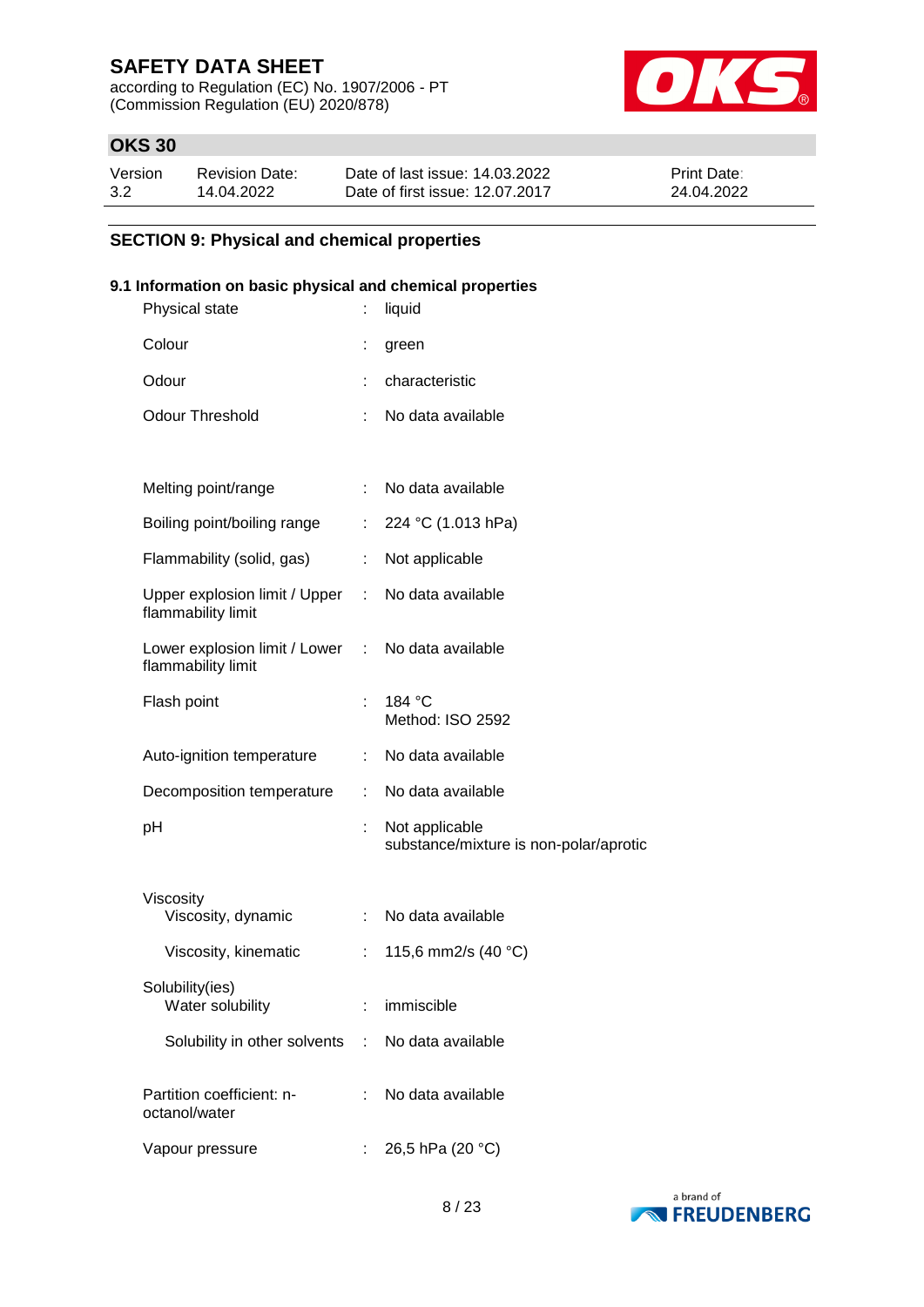## SECTION 9: Physical and chemical properties

### 9.1 Information on basic physical and chemical properties

| Property | | Value |
|---|---|---|
| Physical state | : | liquid |
| Colour | : | green |
| Odour | : | characteristic |
| Odour Threshold | : | No data available |
| Melting point/range | : | No data available |
| Boiling point/boiling range | : | 224 °C (1.013 hPa) |
| Flammability (solid, gas) | : | Not applicable |
| Upper explosion limit / Upper flammability limit | : | No data available |
| Lower explosion limit / Lower flammability limit | : | No data available |
| Flash point | : | 184 °C<br>Method: ISO 2592 |
| Auto-ignition temperature | : | No data available |
| Decomposition temperature | : | No data available |
| pH | : | Not applicable<br>substance/mixture is non-polar/aprotic |
| Viscosity | | |
| Viscosity, dynamic | : | No data available |
| Viscosity, kinematic | : | 115,6 mm2/s (40 °C) |
| Solubility(ies) | | |
| Water solubility | : | immiscible |
| Solubility in other solvents | : | No data available |
| Partition coefficient: n-octanol/water | : | No data available |
| Vapour pressure | : | 26,5 hPa (20 °C) |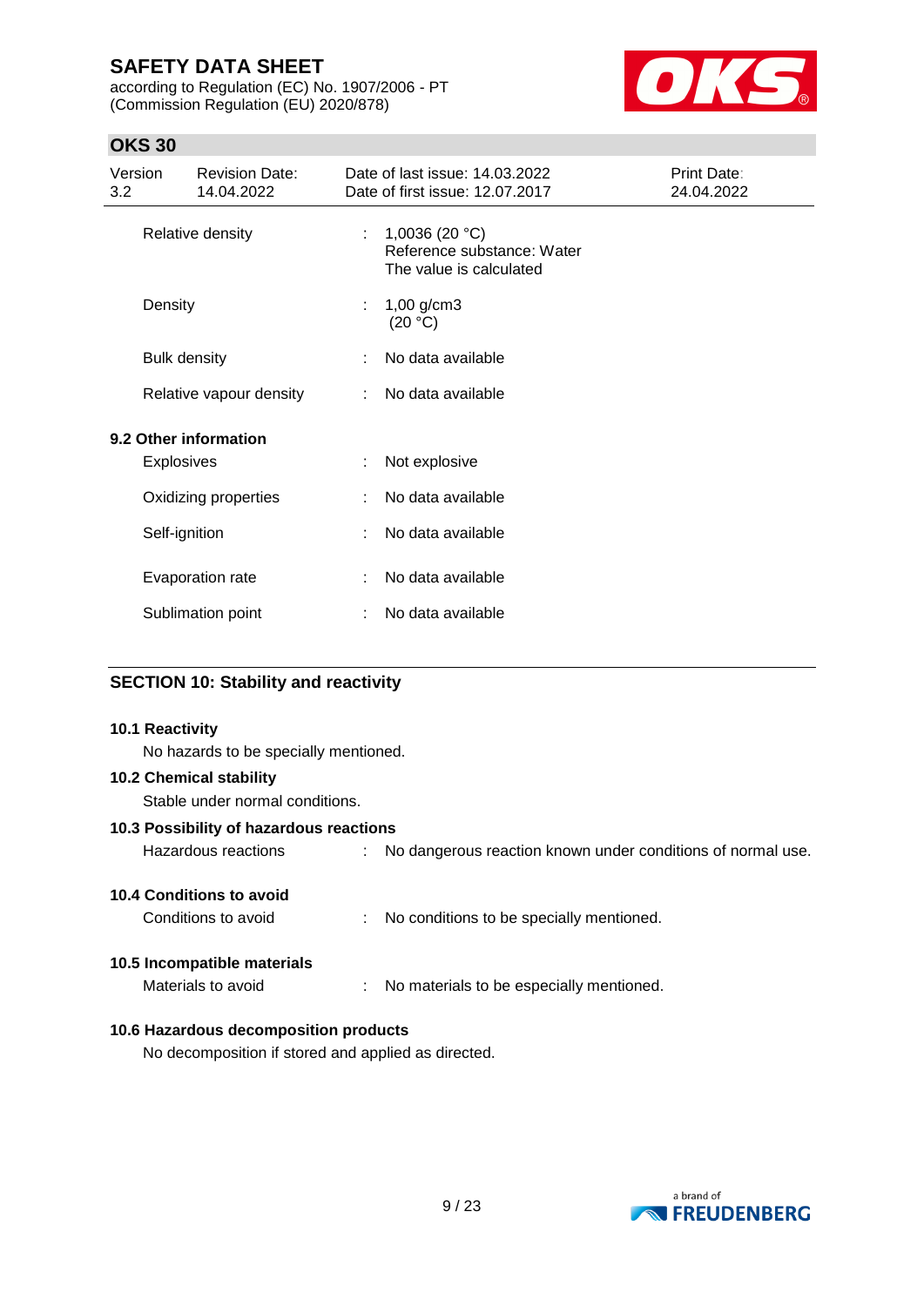| | | |
|---|---|---|
| Relative density | : | 1,0036 (20 °C)<br>Reference substance: Water<br>The value is calculated |
| Density | : | 1,00 g/cm3<br>(20 °C) |
| Bulk density | : | No data available |
| Relative vapour density | : | No data available |

**9.2 Other information**

| | | |
|---|---|---|
| Explosives | : | Not explosive |
| Oxidizing properties | : | No data available |
| Self-ignition | : | No data available |
| Evaporation rate | : | No data available |
| Sublimation point | : | No data available |

## SECTION 10: Stability and reactivity

**10.1 Reactivity**

No hazards to be specially mentioned.

**10.2 Chemical stability**

Stable under normal conditions.

**10.3 Possibility of hazardous reactions**

Hazardous reactions : No dangerous reaction known under conditions of normal use.

**10.4 Conditions to avoid**

Conditions to avoid : No conditions to be specially mentioned.

**10.5 Incompatible materials**

Materials to avoid : No materials to be especially mentioned.

**10.6 Hazardous decomposition products**

No decomposition if stored and applied as directed.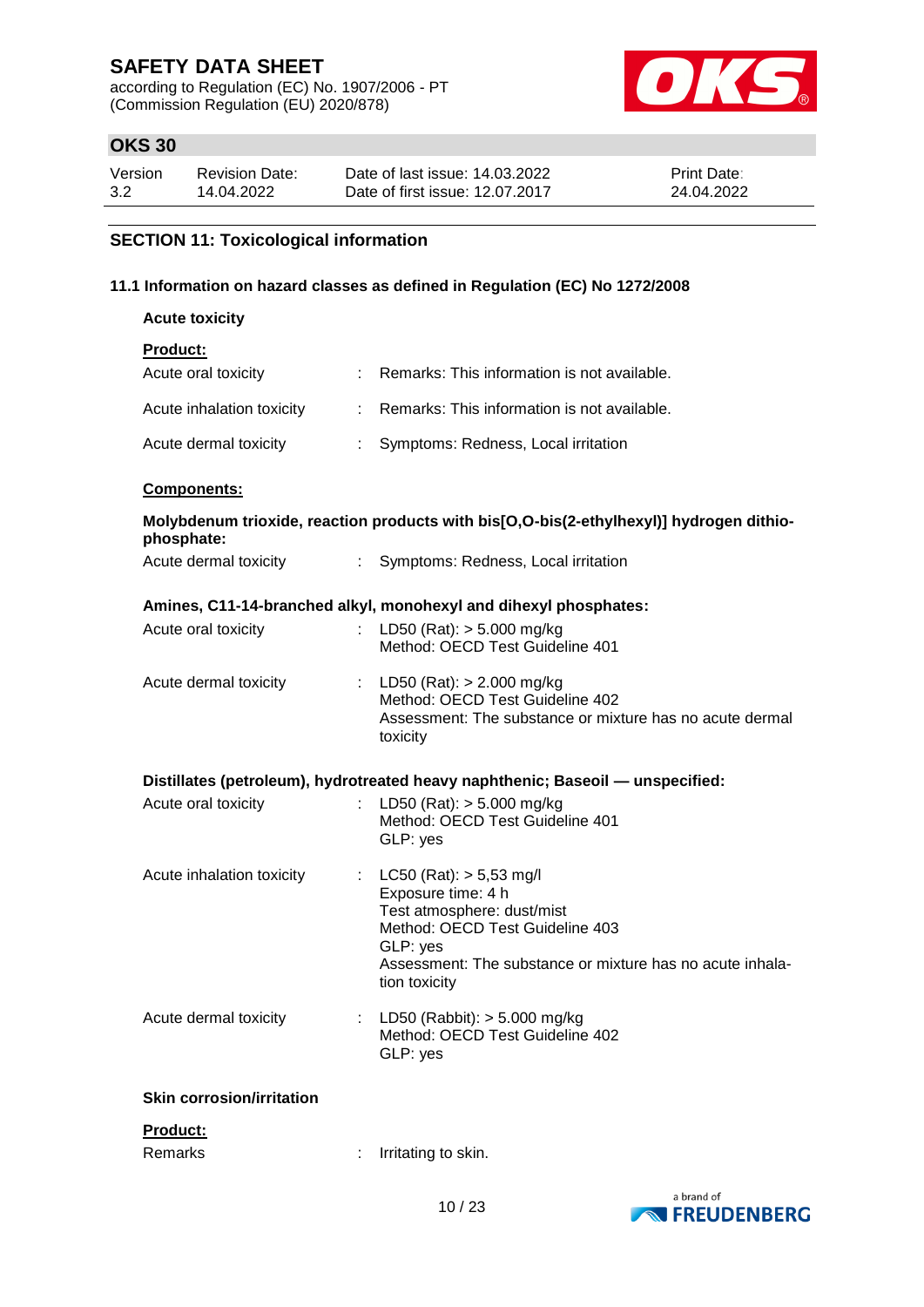# SAFETY DATA SHEET

according to Regulation (EC) No. 1907/2006 - PT (Commission Regulation (EU) 2020/878)

## OKS 30

| Version | Revision Date: | Date of last issue: 14.03.2022 | Print Date: |
|---|---|---|---|
| 3.2 | 14.04.2022 | Date of first issue: 12.07.2017 | 24.04.2022 |

## SECTION 11: Toxicological information

### 11.1 Information on hazard classes as defined in Regulation (EC) No 1272/2008

**Acute toxicity**

**Product:**

Acute oral toxicity : Remarks: This information is not available.

Acute inhalation toxicity : Remarks: This information is not available.

Acute dermal toxicity : Symptoms: Redness, Local irritation

**Components:**

**Molybdenum trioxide, reaction products with bis[O,O-bis(2-ethylhexyl)] hydrogen dithiophosphate:**

Acute dermal toxicity : Symptoms: Redness, Local irritation

**Amines, C11-14-branched alkyl, monohexyl and dihexyl phosphates:**

Acute oral toxicity : LD50 (Rat): > 5.000 mg/kg
Method: OECD Test Guideline 401

Acute dermal toxicity : LD50 (Rat): > 2.000 mg/kg
Method: OECD Test Guideline 402
Assessment: The substance or mixture has no acute dermal toxicity

**Distillates (petroleum), hydrotreated heavy naphthenic; Baseoil — unspecified:**

Acute oral toxicity : LD50 (Rat): > 5.000 mg/kg
Method: OECD Test Guideline 401
GLP: yes

Acute inhalation toxicity : LC50 (Rat): > 5,53 mg/l
Exposure time: 4 h
Test atmosphere: dust/mist
Method: OECD Test Guideline 403
GLP: yes
Assessment: The substance or mixture has no acute inhalation toxicity

Acute dermal toxicity : LD50 (Rabbit): > 5.000 mg/kg
Method: OECD Test Guideline 402
GLP: yes

**Skin corrosion/irritation**

**Product:**

Remarks : Irritating to skin.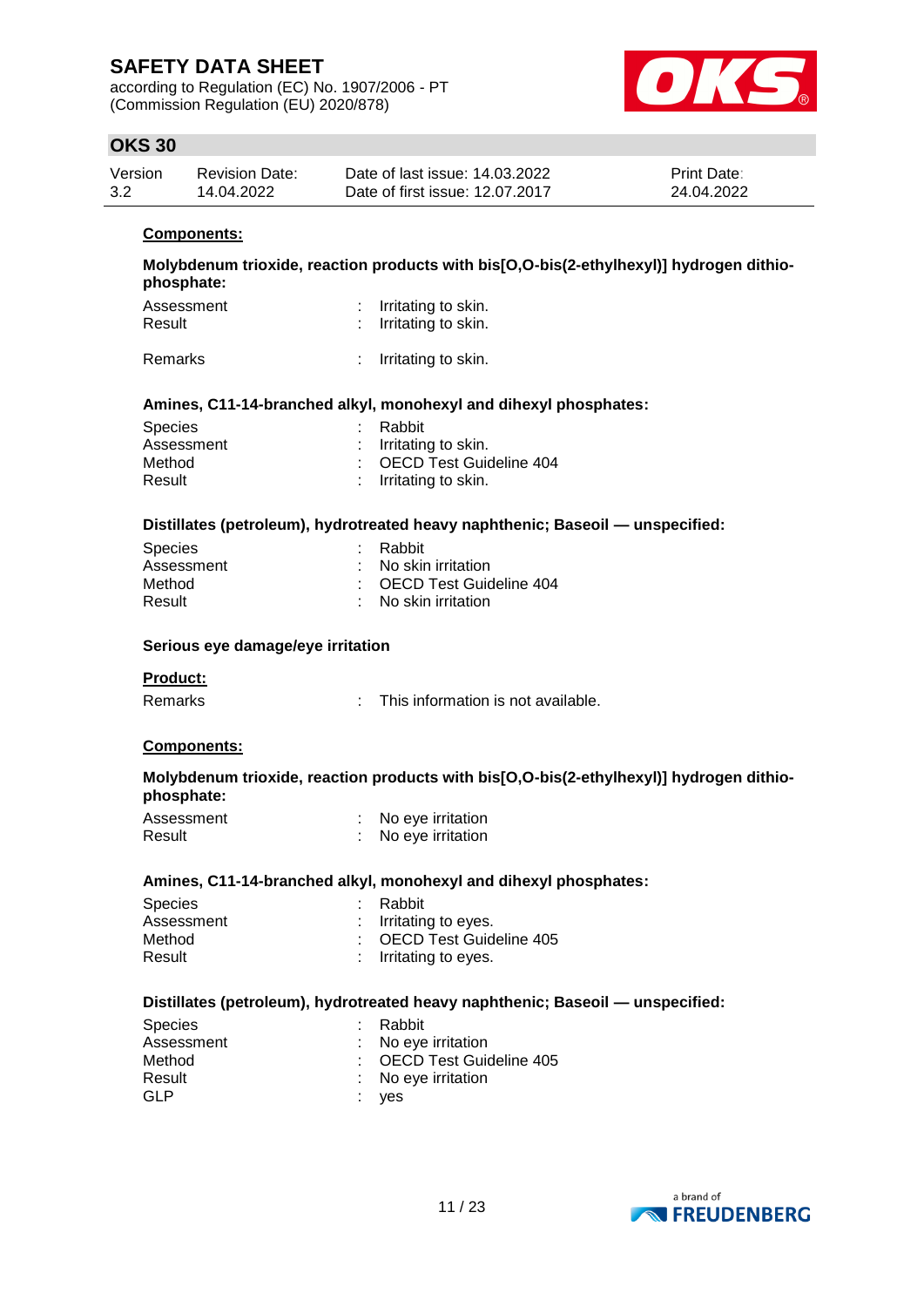**Components:**

**Molybdenum trioxide, reaction products with bis[O,O-bis(2-ethylhexyl)] hydrogen dithio-phosphate:**

| | | |
|---|---|---|
| Assessment | : | Irritating to skin. |
| Result | : | Irritating to skin. |
| Remarks | : | Irritating to skin. |

**Amines, C11-14-branched alkyl, monohexyl and dihexyl phosphates:**

| | | |
|---|---|---|
| Species | : | Rabbit |
| Assessment | : | Irritating to skin. |
| Method | : | OECD Test Guideline 404 |
| Result | : | Irritating to skin. |

**Distillates (petroleum), hydrotreated heavy naphthenic; Baseoil — unspecified:**

| | | |
|---|---|---|
| Species | : | Rabbit |
| Assessment | : | No skin irritation |
| Method | : | OECD Test Guideline 404 |
| Result | : | No skin irritation |

**Serious eye damage/eye irritation**

**Product:**

| | | |
|---|---|---|
| Remarks | : | This information is not available. |

**Components:**

**Molybdenum trioxide, reaction products with bis[O,O-bis(2-ethylhexyl)] hydrogen dithio-phosphate:**

| | | |
|---|---|---|
| Assessment | : | No eye irritation |
| Result | : | No eye irritation |

**Amines, C11-14-branched alkyl, monohexyl and dihexyl phosphates:**

| | | |
|---|---|---|
| Species | : | Rabbit |
| Assessment | : | Irritating to eyes. |
| Method | : | OECD Test Guideline 405 |
| Result | : | Irritating to eyes. |

**Distillates (petroleum), hydrotreated heavy naphthenic; Baseoil — unspecified:**

| | | |
|---|---|---|
| Species | : | Rabbit |
| Assessment | : | No eye irritation |
| Method | : | OECD Test Guideline 405 |
| Result | : | No eye irritation |
| GLP | : | yes |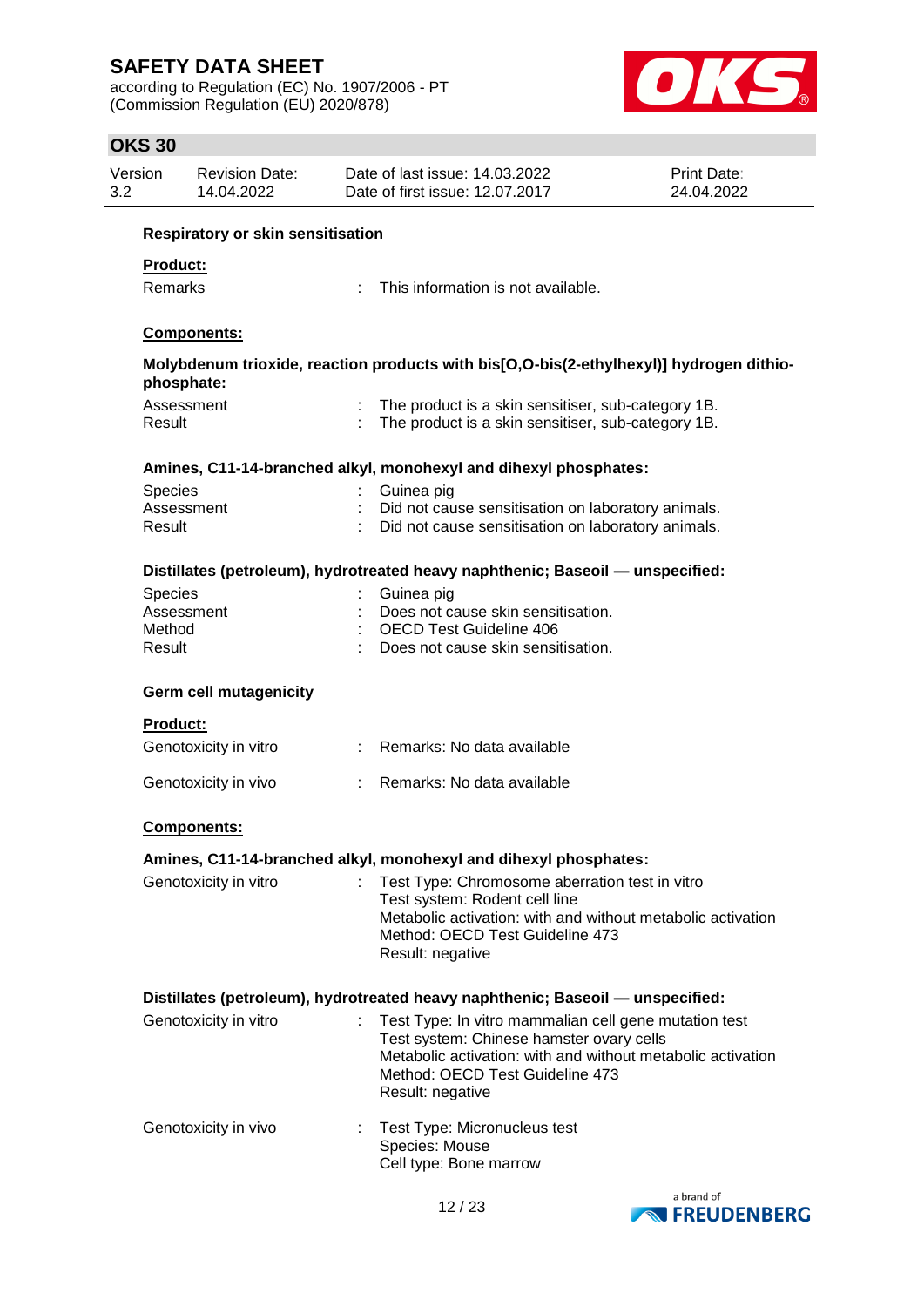**Respiratory or skin sensitisation**

**Product:**

Remarks : This information is not available.

**Components:**

**Molybdenum trioxide, reaction products with bis[O,O-bis(2-ethylhexyl)] hydrogen dithio-phosphate:**

Assessment : The product is a skin sensitiser, sub-category 1B.
Result : The product is a skin sensitiser, sub-category 1B.

**Amines, C11-14-branched alkyl, monohexyl and dihexyl phosphates:**

Species : Guinea pig
Assessment : Did not cause sensitisation on laboratory animals.
Result : Did not cause sensitisation on laboratory animals.

**Distillates (petroleum), hydrotreated heavy naphthenic; Baseoil — unspecified:**

Species : Guinea pig
Assessment : Does not cause skin sensitisation.
Method : OECD Test Guideline 406
Result : Does not cause skin sensitisation.

**Germ cell mutagenicity**

**Product:**

Genotoxicity in vitro : Remarks: No data available

Genotoxicity in vivo : Remarks: No data available

**Components:**

**Amines, C11-14-branched alkyl, monohexyl and dihexyl phosphates:**

Genotoxicity in vitro : Test Type: Chromosome aberration test in vitro
Test system: Rodent cell line
Metabolic activation: with and without metabolic activation
Method: OECD Test Guideline 473
Result: negative

**Distillates (petroleum), hydrotreated heavy naphthenic; Baseoil — unspecified:**

Genotoxicity in vitro : Test Type: In vitro mammalian cell gene mutation test
Test system: Chinese hamster ovary cells
Metabolic activation: with and without metabolic activation
Method: OECD Test Guideline 473
Result: negative

Genotoxicity in vivo : Test Type: Micronucleus test
Species: Mouse
Cell type: Bone marrow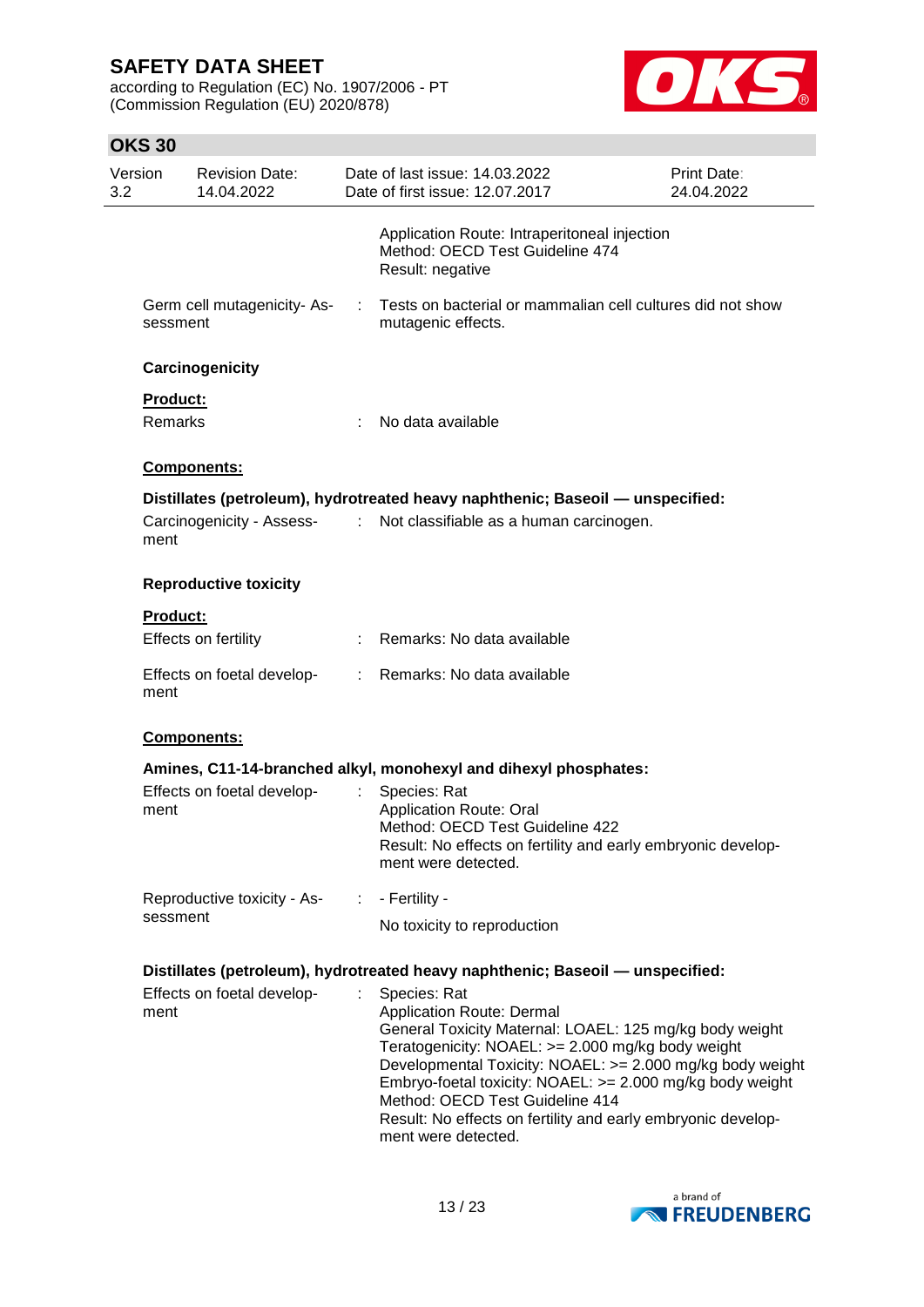Application Route: Intraperitoneal injection
Method: OECD Test Guideline 474
Result: negative

Germ cell mutagenicity- Assessment : Tests on bacterial or mammalian cell cultures did not show mutagenic effects.

**Carcinogenicity**

**Product:**

Remarks : No data available

**Components:**

**Distillates (petroleum), hydrotreated heavy naphthenic; Baseoil — unspecified:**

Carcinogenicity - Assessment : Not classifiable as a human carcinogen.

**Reproductive toxicity**

**Product:**

Effects on fertility : Remarks: No data available

Effects on foetal development : Remarks: No data available

**Components:**

**Amines, C11-14-branched alkyl, monohexyl and dihexyl phosphates:**

Effects on foetal development : Species: Rat
Application Route: Oral
Method: OECD Test Guideline 422
Result: No effects on fertility and early embryonic development were detected.

Reproductive toxicity - Assessment : - Fertility -
No toxicity to reproduction

**Distillates (petroleum), hydrotreated heavy naphthenic; Baseoil — unspecified:**

Effects on foetal development : Species: Rat
Application Route: Dermal
General Toxicity Maternal: LOAEL: 125 mg/kg body weight
Teratogenicity: NOAEL: >= 2.000 mg/kg body weight
Developmental Toxicity: NOAEL: >= 2.000 mg/kg body weight
Embryo-foetal toxicity: NOAEL: >= 2.000 mg/kg body weight
Method: OECD Test Guideline 414
Result: No effects on fertility and early embryonic development were detected.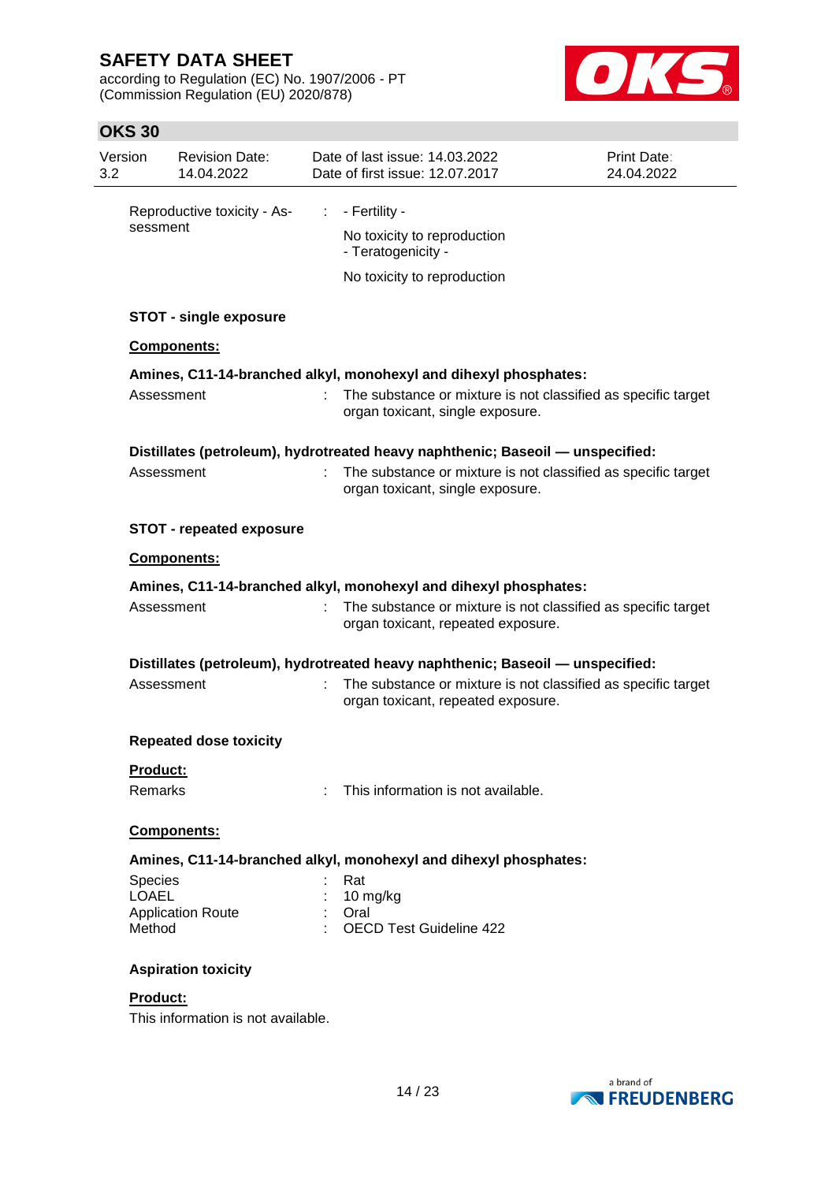Reproductive toxicity - Assessment : - Fertility -

No toxicity to reproduction
- Teratogenicity -

No toxicity to reproduction

**STOT - single exposure**

**Components:**

**Amines, C11-14-branched alkyl, monohexyl and dihexyl phosphates:**

Assessment : The substance or mixture is not classified as specific target organ toxicant, single exposure.

**Distillates (petroleum), hydrotreated heavy naphthenic; Baseoil — unspecified:**

Assessment : The substance or mixture is not classified as specific target organ toxicant, single exposure.

**STOT - repeated exposure**

**Components:**

**Amines, C11-14-branched alkyl, monohexyl and dihexyl phosphates:**

Assessment : The substance or mixture is not classified as specific target organ toxicant, repeated exposure.

**Distillates (petroleum), hydrotreated heavy naphthenic; Baseoil — unspecified:**

Assessment : The substance or mixture is not classified as specific target organ toxicant, repeated exposure.

**Repeated dose toxicity**

**Product:**

Remarks : This information is not available.

**Components:**

**Amines, C11-14-branched alkyl, monohexyl and dihexyl phosphates:**

Species : Rat
LOAEL : 10 mg/kg
Application Route : Oral
Method : OECD Test Guideline 422

**Aspiration toxicity**

**Product:**

This information is not available.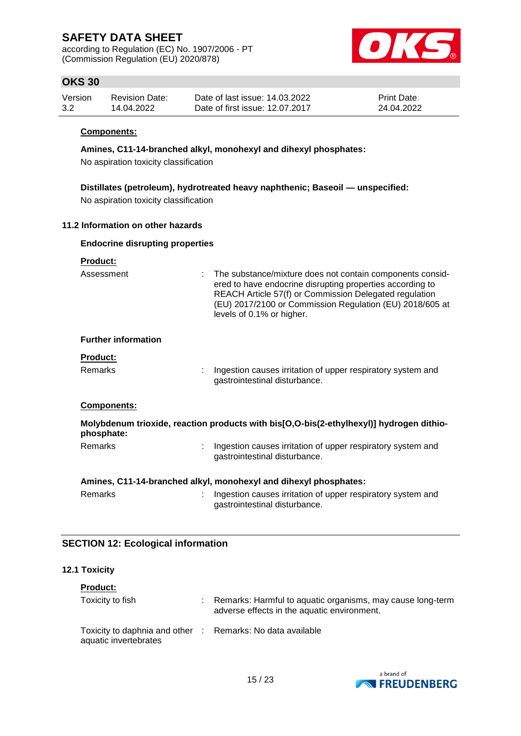**Components:**

**Amines, C11-14-branched alkyl, monohexyl and dihexyl phosphates:**

No aspiration toxicity classification

**Distillates (petroleum), hydrotreated heavy naphthenic; Baseoil — unspecified:**

No aspiration toxicity classification

### 11.2 Information on other hazards

**Endocrine disrupting properties**

**Product:**

| | | |
|---|---|---|
| Assessment | : | The substance/mixture does not contain components considered to have endocrine disrupting properties according to REACH Article 57(f) or Commission Delegated regulation (EU) 2017/2100 or Commission Regulation (EU) 2018/605 at levels of 0.1% or higher. |

**Further information**

**Product:**

| | | |
|---|---|---|
| Remarks | : | Ingestion causes irritation of upper respiratory system and gastrointestinal disturbance. |

**Components:**

**Molybdenum trioxide, reaction products with bis[O,O-bis(2-ethylhexyl)] hydrogen dithiophosphate:**

| | | |
|---|---|---|
| Remarks | : | Ingestion causes irritation of upper respiratory system and gastrointestinal disturbance. |

**Amines, C11-14-branched alkyl, monohexyl and dihexyl phosphates:**

| | | |
|---|---|---|
| Remarks | : | Ingestion causes irritation of upper respiratory system and gastrointestinal disturbance. |

## SECTION 12: Ecological information

### 12.1 Toxicity

**Product:**

| | | |
|---|---|---|
| Toxicity to fish | : | Remarks: Harmful to aquatic organisms, may cause long-term adverse effects in the aquatic environment. |
| Toxicity to daphnia and other aquatic invertebrates | : | Remarks: No data available |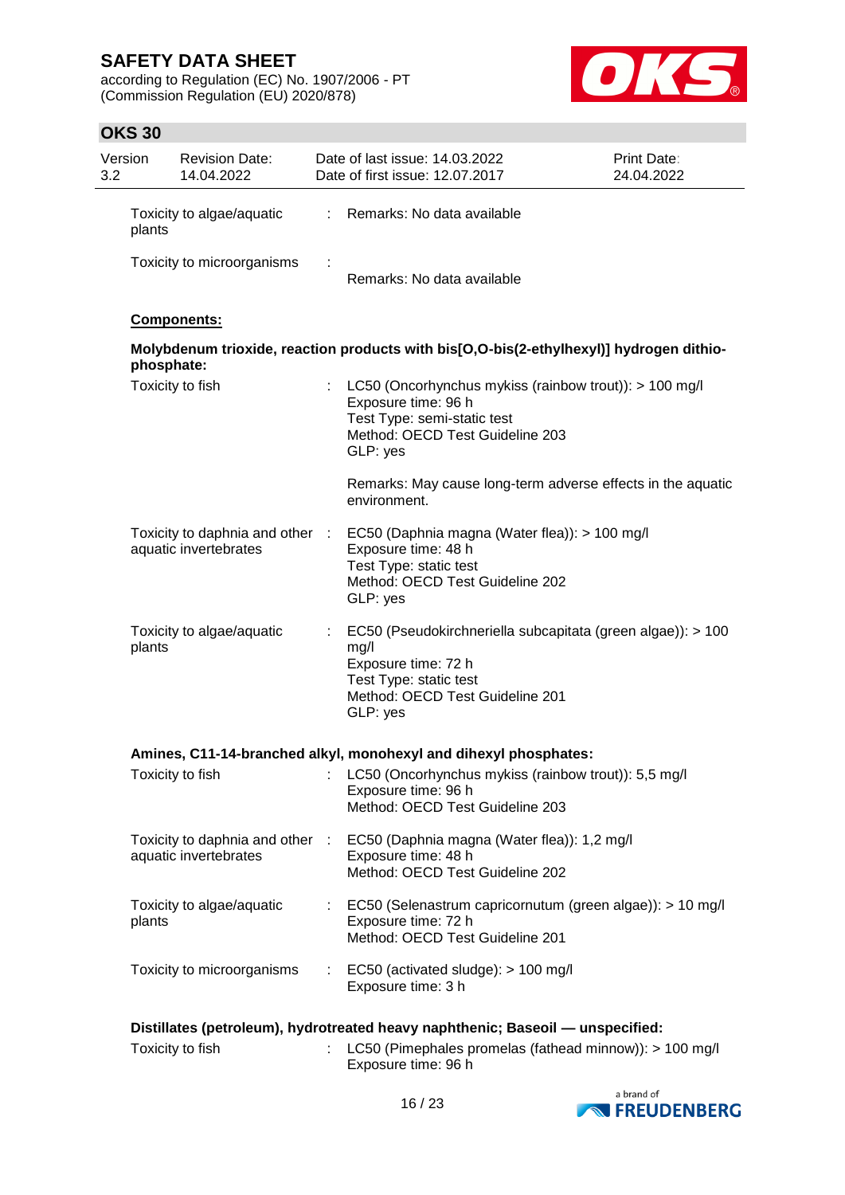Toxicity to algae/aquatic plants : Remarks: No data available

Toxicity to microorganisms : Remarks: No data available

**Components:**

**Molybdenum trioxide, reaction products with bis[O,O-bis(2-ethylhexyl)] hydrogen dithio-phosphate:**

Toxicity to fish : LC50 (Oncorhynchus mykiss (rainbow trout)): > 100 mg/l
Exposure time: 96 h
Test Type: semi-static test
Method: OECD Test Guideline 203
GLP: yes

Remarks: May cause long-term adverse effects in the aquatic environment.

Toxicity to daphnia and other aquatic invertebrates : EC50 (Daphnia magna (Water flea)): > 100 mg/l
Exposure time: 48 h
Test Type: static test
Method: OECD Test Guideline 202
GLP: yes

Toxicity to algae/aquatic plants : EC50 (Pseudokirchneriella subcapitata (green algae)): > 100 mg/l
Exposure time: 72 h
Test Type: static test
Method: OECD Test Guideline 201
GLP: yes

**Amines, C11-14-branched alkyl, monohexyl and dihexyl phosphates:**

Toxicity to fish : LC50 (Oncorhynchus mykiss (rainbow trout)): 5,5 mg/l
Exposure time: 96 h
Method: OECD Test Guideline 203

Toxicity to daphnia and other aquatic invertebrates : EC50 (Daphnia magna (Water flea)): 1,2 mg/l
Exposure time: 48 h
Method: OECD Test Guideline 202

Toxicity to algae/aquatic plants : EC50 (Selenastrum capricornutum (green algae)): > 10 mg/l
Exposure time: 72 h
Method: OECD Test Guideline 201

Toxicity to microorganisms : EC50 (activated sludge): > 100 mg/l
Exposure time: 3 h

**Distillates (petroleum), hydrotreated heavy naphthenic; Baseoil — unspecified:**

Toxicity to fish : LC50 (Pimephales promelas (fathead minnow)): > 100 mg/l
Exposure time: 96 h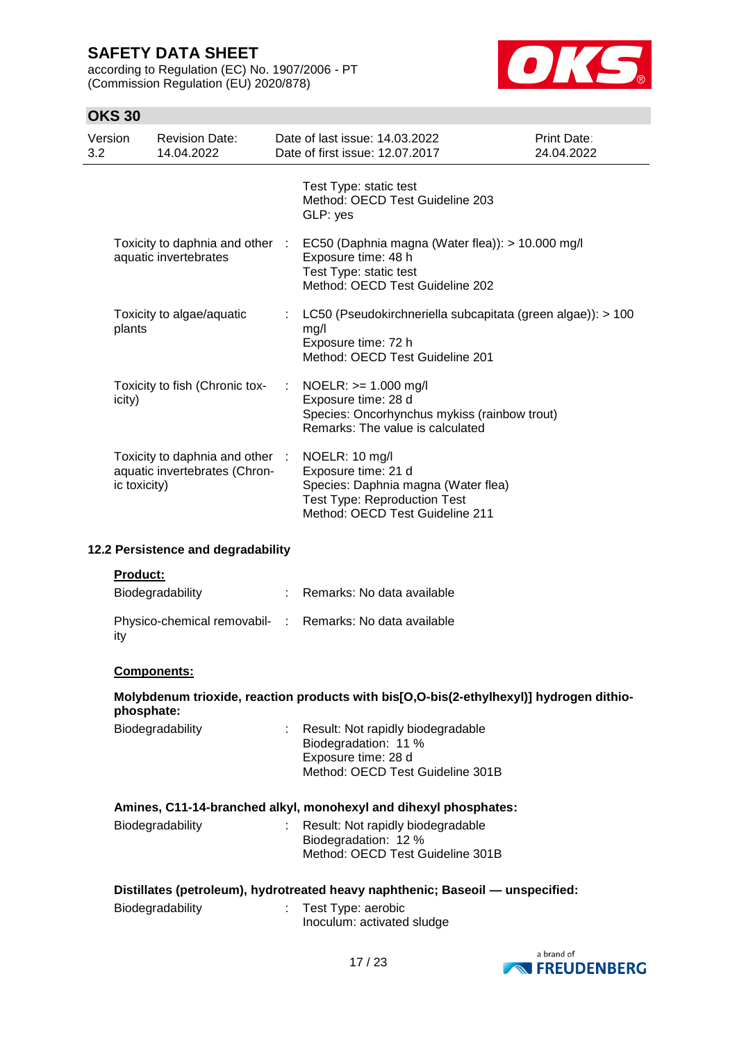Test Type: static test
Method: OECD Test Guideline 203
GLP: yes

| | | |
|---|---|---|
| Toxicity to daphnia and other aquatic invertebrates | : | EC50 (Daphnia magna (Water flea)): > 10.000 mg/l<br>Exposure time: 48 h<br>Test Type: static test<br>Method: OECD Test Guideline 202 |
| Toxicity to algae/aquatic plants | : | LC50 (Pseudokirchneriella subcapitata (green algae)): > 100 mg/l<br>Exposure time: 72 h<br>Method: OECD Test Guideline 201 |
| Toxicity to fish (Chronic toxicity) | : | NOELR: >= 1.000 mg/l<br>Exposure time: 28 d<br>Species: Oncorhynchus mykiss (rainbow trout)<br>Remarks: The value is calculated |
| Toxicity to daphnia and other aquatic invertebrates (Chronic toxicity) | : | NOELR: 10 mg/l<br>Exposure time: 21 d<br>Species: Daphnia magna (Water flea)<br>Test Type: Reproduction Test<br>Method: OECD Test Guideline 211 |

### 12.2 Persistence and degradability

**Product:**

| | | |
|---|---|---|
| Biodegradability | : | Remarks: No data available |
| Physico-chemical removability | : | Remarks: No data available |

**Components:**

**Molybdenum trioxide, reaction products with bis[O,O-bis(2-ethylhexyl)] hydrogen dithiophosphate:**

| | | |
|---|---|---|
| Biodegradability | : | Result: Not rapidly biodegradable<br>Biodegradation: 11 %<br>Exposure time: 28 d<br>Method: OECD Test Guideline 301B |

**Amines, C11-14-branched alkyl, monohexyl and dihexyl phosphates:**

| | | |
|---|---|---|
| Biodegradability | : | Result: Not rapidly biodegradable<br>Biodegradation: 12 %<br>Method: OECD Test Guideline 301B |

**Distillates (petroleum), hydrotreated heavy naphthenic; Baseoil — unspecified:**

| | | |
|---|---|---|
| Biodegradability | : | Test Type: aerobic<br>Inoculum: activated sludge |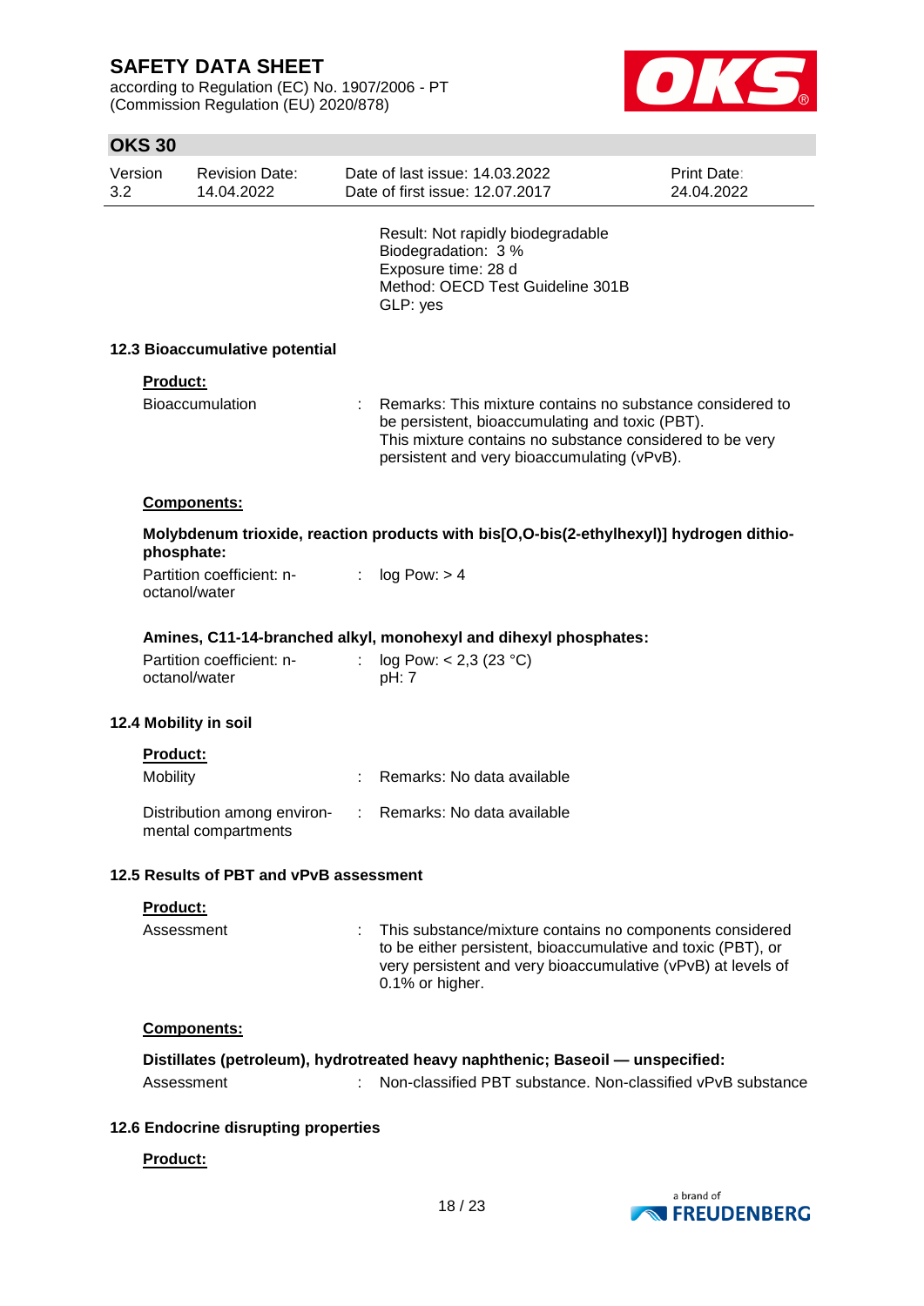Result: Not rapidly biodegradable
Biodegradation: 3 %
Exposure time: 28 d
Method: OECD Test Guideline 301B
GLP: yes

### 12.3 Bioaccumulative potential

**Product:**

| | | |
|---|---|---|
| Bioaccumulation | : | Remarks: This mixture contains no substance considered to be persistent, bioaccumulating and toxic (PBT). This mixture contains no substance considered to be very persistent and very bioaccumulating (vPvB). |

**Components:**

**Molybdenum trioxide, reaction products with bis[O,O-bis(2-ethylhexyl)] hydrogen dithiophosphate:**

| | | |
|---|---|---|
| Partition coefficient: n-octanol/water | : | log Pow: > 4 |

**Amines, C11-14-branched alkyl, monohexyl and dihexyl phosphates:**

| | | |
|---|---|---|
| Partition coefficient: n-octanol/water | : | log Pow: < 2,3 (23 °C)<br>pH: 7 |

### 12.4 Mobility in soil

**Product:**

| | | |
|---|---|---|
| Mobility | : | Remarks: No data available |
| Distribution among environmental compartments | : | Remarks: No data available |

### 12.5 Results of PBT and vPvB assessment

**Product:**

| | | |
|---|---|---|
| Assessment | : | This substance/mixture contains no components considered to be either persistent, bioaccumulative and toxic (PBT), or very persistent and very bioaccumulative (vPvB) at levels of 0.1% or higher. |

**Components:**

**Distillates (petroleum), hydrotreated heavy naphthenic; Baseoil — unspecified:**

| | | |
|---|---|---|
| Assessment | : | Non-classified PBT substance. Non-classified vPvB substance |

### 12.6 Endocrine disrupting properties

**Product:**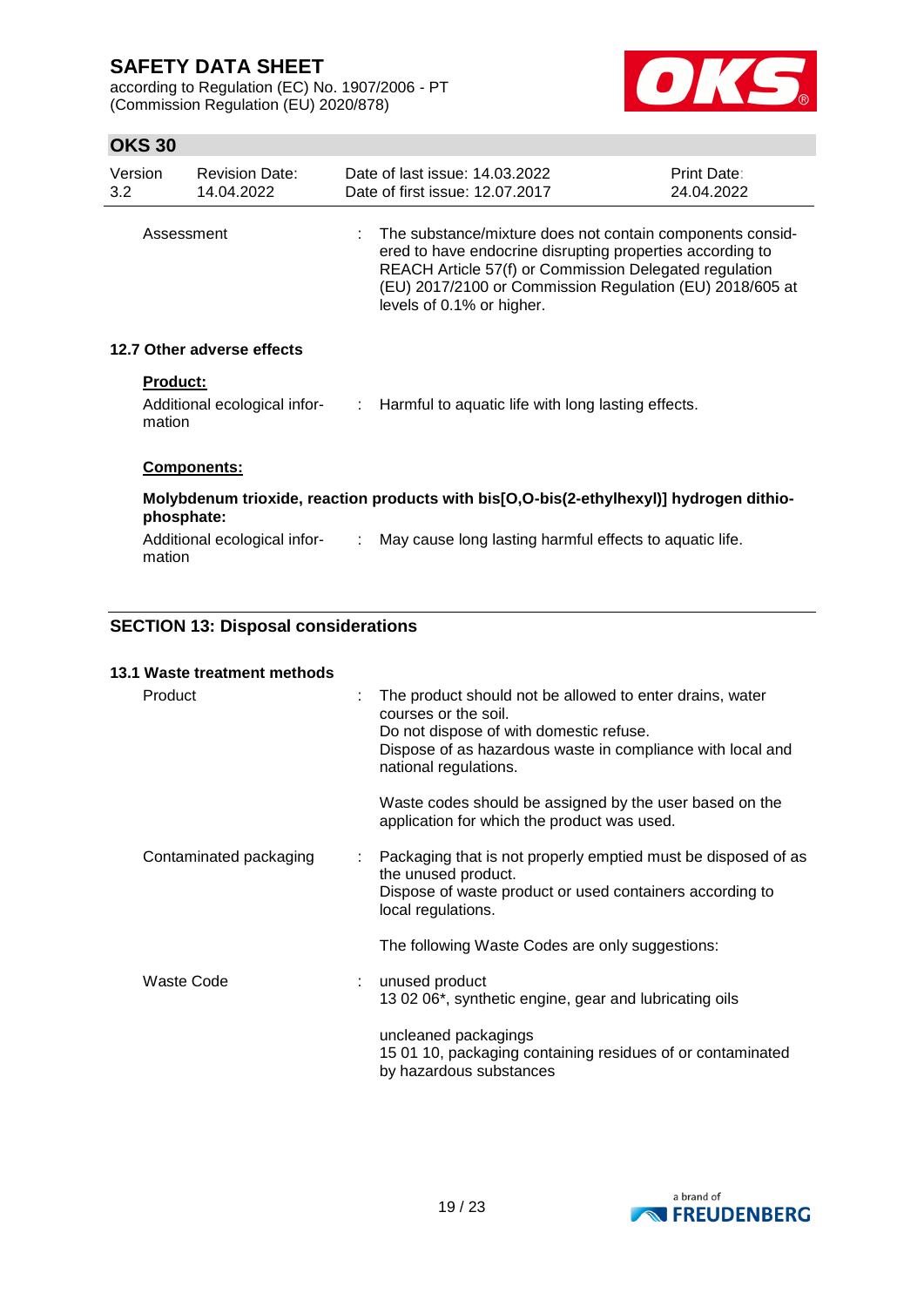| | | |
|---|---|---|
| Assessment | : | The substance/mixture does not contain components considered to have endocrine disrupting properties according to REACH Article 57(f) or Commission Delegated regulation (EU) 2017/2100 or Commission Regulation (EU) 2018/605 at levels of 0.1% or higher. |

### 12.7 Other adverse effects

**Product:**

| | | |
|---|---|---|
| Additional ecological information | : | Harmful to aquatic life with long lasting effects. |

**Components:**

**Molybdenum trioxide, reaction products with bis[O,O-bis(2-ethylhexyl)] hydrogen dithiophosphate:**

| | | |
|---|---|---|
| Additional ecological information | : | May cause long lasting harmful effects to aquatic life. |

## SECTION 13: Disposal considerations

### 13.1 Waste treatment methods

| | | |
|---|---|---|
| Product | : | The product should not be allowed to enter drains, water courses or the soil.<br>Do not dispose of with domestic refuse.<br>Dispose of as hazardous waste in compliance with local and national regulations.<br><br>Waste codes should be assigned by the user based on the application for which the product was used. |
| Contaminated packaging | : | Packaging that is not properly emptied must be disposed of as the unused product.<br>Dispose of waste product or used containers according to local regulations.<br><br>The following Waste Codes are only suggestions: |
| Waste Code | : | unused product<br>13 02 06*, synthetic engine, gear and lubricating oils<br><br>uncleaned packagings<br>15 01 10, packaging containing residues of or contaminated by hazardous substances |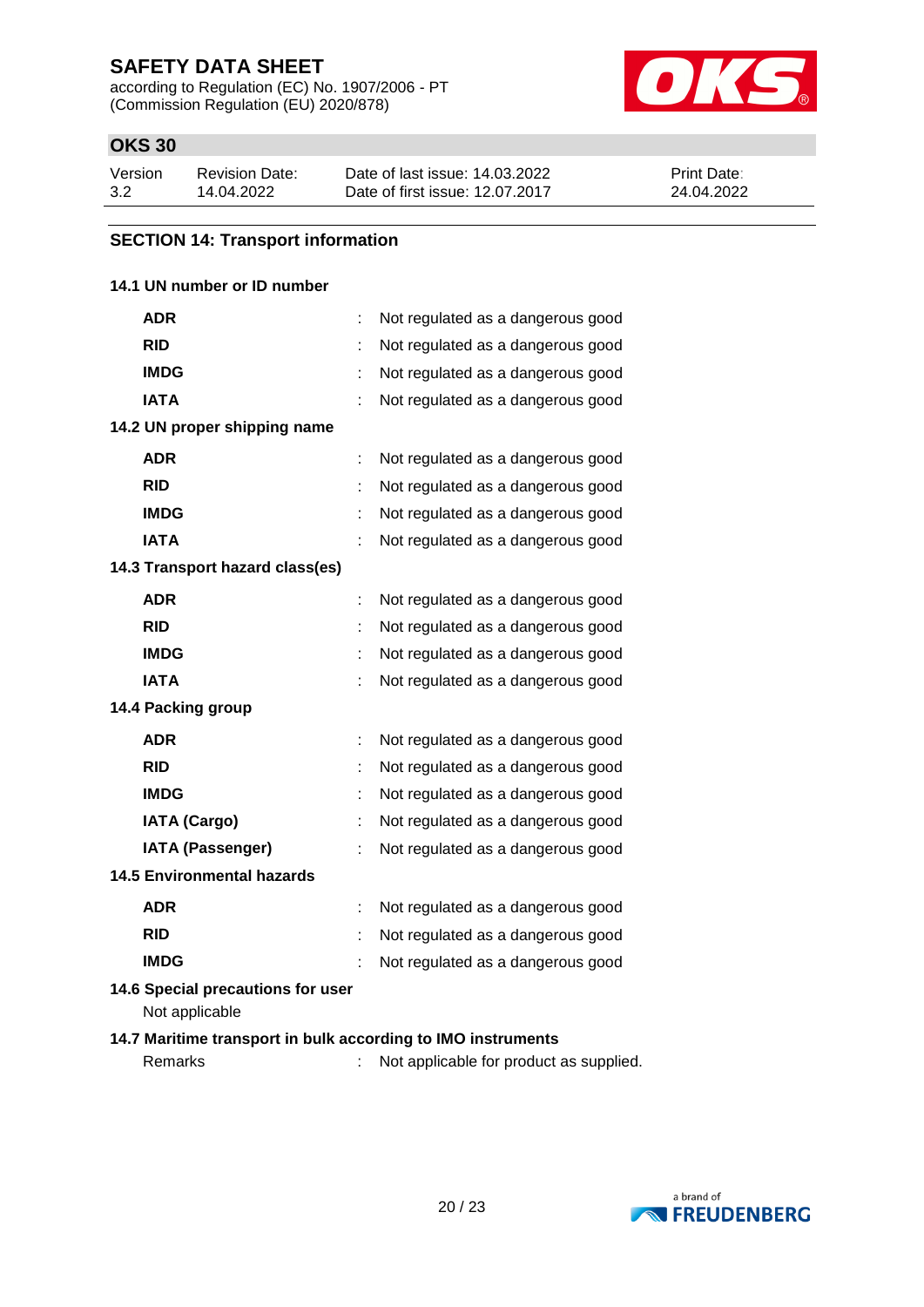## SECTION 14: Transport information

### 14.1 UN number or ID number

| | | |
|---|---|---|
| **ADR** | : | Not regulated as a dangerous good |
| **RID** | : | Not regulated as a dangerous good |
| **IMDG** | : | Not regulated as a dangerous good |
| **IATA** | : | Not regulated as a dangerous good |

### 14.2 UN proper shipping name

| | | |
|---|---|---|
| **ADR** | : | Not regulated as a dangerous good |
| **RID** | : | Not regulated as a dangerous good |
| **IMDG** | : | Not regulated as a dangerous good |
| **IATA** | : | Not regulated as a dangerous good |

### 14.3 Transport hazard class(es)

| | | |
|---|---|---|
| **ADR** | : | Not regulated as a dangerous good |
| **RID** | : | Not regulated as a dangerous good |
| **IMDG** | : | Not regulated as a dangerous good |
| **IATA** | : | Not regulated as a dangerous good |

### 14.4 Packing group

| | | |
|---|---|---|
| **ADR** | : | Not regulated as a dangerous good |
| **RID** | : | Not regulated as a dangerous good |
| **IMDG** | : | Not regulated as a dangerous good |
| **IATA (Cargo)** | : | Not regulated as a dangerous good |
| **IATA (Passenger)** | : | Not regulated as a dangerous good |

### 14.5 Environmental hazards

| | | |
|---|---|---|
| **ADR** | : | Not regulated as a dangerous good |
| **RID** | : | Not regulated as a dangerous good |
| **IMDG** | : | Not regulated as a dangerous good |

### 14.6 Special precautions for user

Not applicable

### 14.7 Maritime transport in bulk according to IMO instruments

Remarks : Not applicable for product as supplied.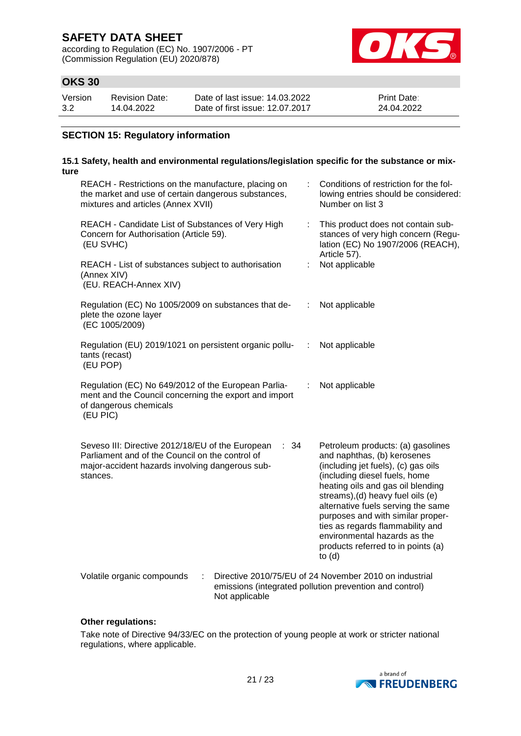## SECTION 15: Regulatory information

### 15.1 Safety, health and environmental regulations/legislation specific for the substance or mixture

| | | |
|---|---|---|
| REACH - Restrictions on the manufacture, placing on the market and use of certain dangerous substances, mixtures and articles (Annex XVII) | : | Conditions of restriction for the following entries should be considered: Number on list 3 |
| REACH - Candidate List of Substances of Very High Concern for Authorisation (Article 59). (EU SVHC) | : | This product does not contain substances of very high concern (Regulation (EC) No 1907/2006 (REACH), Article 57). |
| REACH - List of substances subject to authorisation (Annex XIV) (EU. REACH-Annex XIV) | : | Not applicable |
| Regulation (EC) No 1005/2009 on substances that deplete the ozone layer (EC 1005/2009) | : | Not applicable |
| Regulation (EU) 2019/1021 on persistent organic pollutants (recast) (EU POP) | : | Not applicable |
| Regulation (EC) No 649/2012 of the European Parliament and the Council concerning the export and import of dangerous chemicals (EU PIC) | : | Not applicable |
| Seveso III: Directive 2012/18/EU of the European Parliament and of the Council on the control of major-accident hazards involving dangerous substances. | : 34 | Petroleum products: (a) gasolines and naphthas, (b) kerosenes (including jet fuels), (c) gas oils (including diesel fuels, home heating oils and gas oil blending streams),(d) heavy fuel oils (e) alternative fuels serving the same purposes and with similar properties as regards flammability and environmental hazards as the products referred to in points (a) to (d) |
| Volatile organic compounds | : | Directive 2010/75/EU of 24 November 2010 on industrial emissions (integrated pollution prevention and control) Not applicable |

**Other regulations:**

Take note of Directive 94/33/EC on the protection of young people at work or stricter national regulations, where applicable.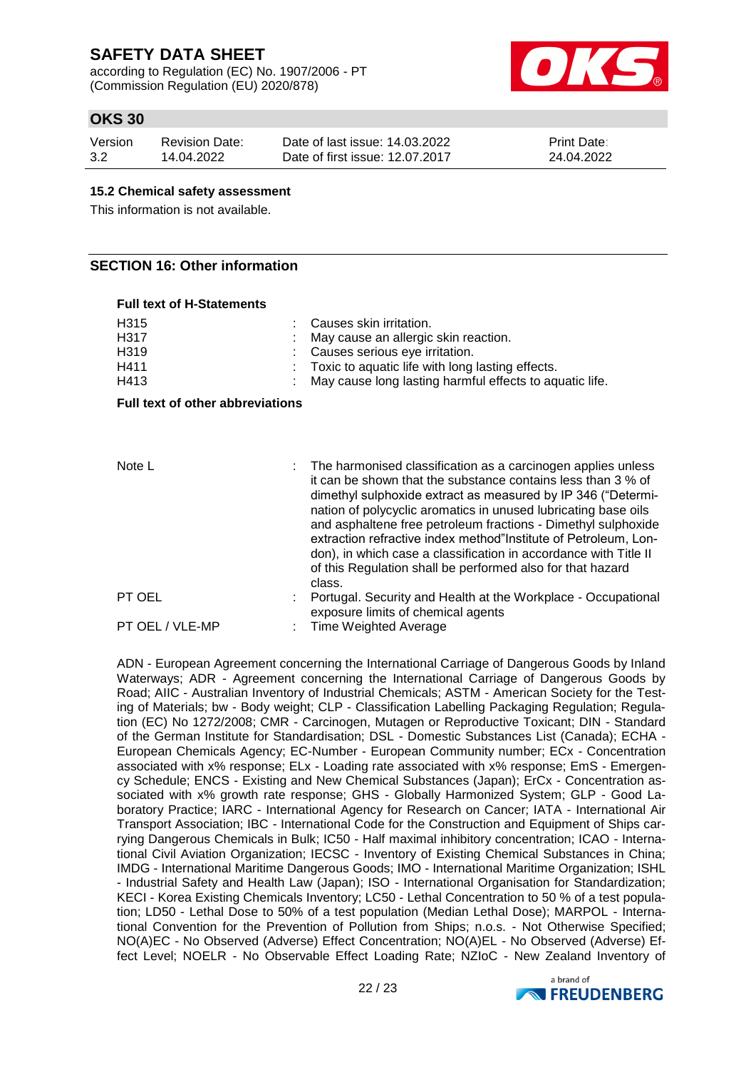### 15.2 Chemical safety assessment

This information is not available.

## SECTION 16: Other information

**Full text of H-Statements**

| | | |
|---|---|---|
| H315 | : | Causes skin irritation. |
| H317 | : | May cause an allergic skin reaction. |
| H319 | : | Causes serious eye irritation. |
| H411 | : | Toxic to aquatic life with long lasting effects. |
| H413 | : | May cause long lasting harmful effects to aquatic life. |

**Full text of other abbreviations**

| | | |
|---|---|---|
| Note L | : | The harmonised classification as a carcinogen applies unless it can be shown that the substance contains less than 3 % of dimethyl sulphoxide extract as measured by IP 346 ("Determination of polycyclic aromatics in unused lubricating base oils and asphaltene free petroleum fractions - Dimethyl sulphoxide extraction refractive index method"Institute of Petroleum, London), in which case a classification in accordance with Title II of this Regulation shall be performed also for that hazard class. |
| PT OEL | : | Portugal. Security and Health at the Workplace - Occupational exposure limits of chemical agents |
| PT OEL / VLE-MP | : | Time Weighted Average |

ADN - European Agreement concerning the International Carriage of Dangerous Goods by Inland Waterways; ADR - Agreement concerning the International Carriage of Dangerous Goods by Road; AIIC - Australian Inventory of Industrial Chemicals; ASTM - American Society for the Testing of Materials; bw - Body weight; CLP - Classification Labelling Packaging Regulation; Regulation (EC) No 1272/2008; CMR - Carcinogen, Mutagen or Reproductive Toxicant; DIN - Standard of the German Institute for Standardisation; DSL - Domestic Substances List (Canada); ECHA - European Chemicals Agency; EC-Number - European Community number; ECx - Concentration associated with x% response; ELx - Loading rate associated with x% response; EmS - Emergency Schedule; ENCS - Existing and New Chemical Substances (Japan); ErCx - Concentration associated with x% growth rate response; GHS - Globally Harmonized System; GLP - Good Laboratory Practice; IARC - International Agency for Research on Cancer; IATA - International Air Transport Association; IBC - International Code for the Construction and Equipment of Ships carrying Dangerous Chemicals in Bulk; IC50 - Half maximal inhibitory concentration; ICAO - International Civil Aviation Organization; IECSC - Inventory of Existing Chemical Substances in China; IMDG - International Maritime Dangerous Goods; IMO - International Maritime Organization; ISHL - Industrial Safety and Health Law (Japan); ISO - International Organisation for Standardization; KECI - Korea Existing Chemicals Inventory; LC50 - Lethal Concentration to 50 % of a test population; LD50 - Lethal Dose to 50% of a test population (Median Lethal Dose); MARPOL - International Convention for the Prevention of Pollution from Ships; n.o.s. - Not Otherwise Specified; NO(A)EC - No Observed (Adverse) Effect Concentration; NO(A)EL - No Observed (Adverse) Effect Level; NOELR - No Observable Effect Loading Rate; NZIoC - New Zealand Inventory of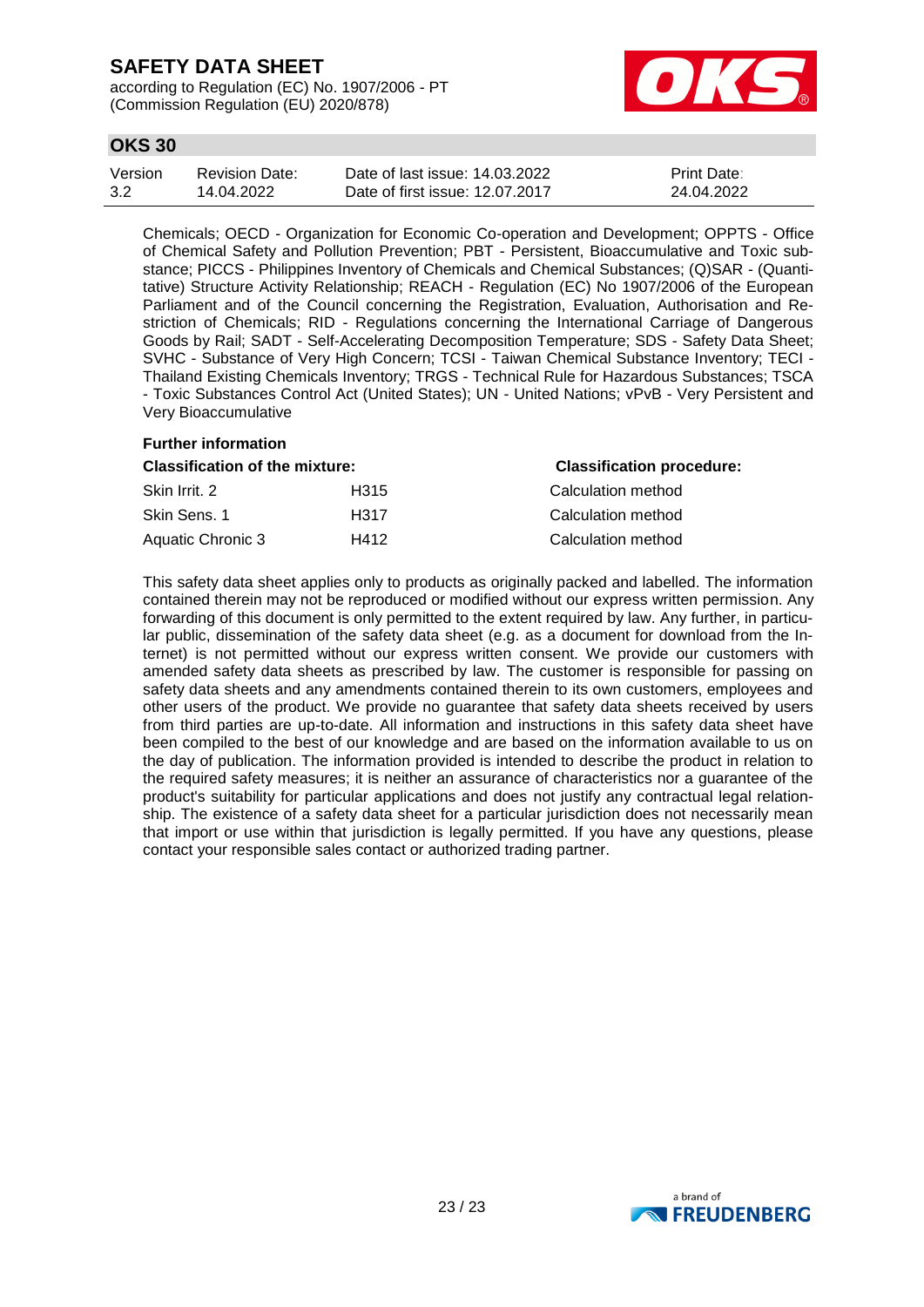Chemicals; OECD - Organization for Economic Co-operation and Development; OPPTS - Office of Chemical Safety and Pollution Prevention; PBT - Persistent, Bioaccumulative and Toxic substance; PICCS - Philippines Inventory of Chemicals and Chemical Substances; (Q)SAR - (Quantitative) Structure Activity Relationship; REACH - Regulation (EC) No 1907/2006 of the European Parliament and of the Council concerning the Registration, Evaluation, Authorisation and Restriction of Chemicals; RID - Regulations concerning the International Carriage of Dangerous Goods by Rail; SADT - Self-Accelerating Decomposition Temperature; SDS - Safety Data Sheet; SVHC - Substance of Very High Concern; TCSI - Taiwan Chemical Substance Inventory; TECI - Thailand Existing Chemicals Inventory; TRGS - Technical Rule for Hazardous Substances; TSCA - Toxic Substances Control Act (United States); UN - United Nations; vPvB - Very Persistent and Very Bioaccumulative

**Further information**

| Classification of the mixture: | | Classification procedure: |
|---|---|---|
| Skin Irrit. 2 | H315 | Calculation method |
| Skin Sens. 1 | H317 | Calculation method |
| Aquatic Chronic 3 | H412 | Calculation method |

This safety data sheet applies only to products as originally packed and labelled. The information contained therein may not be reproduced or modified without our express written permission. Any forwarding of this document is only permitted to the extent required by law. Any further, in particular public, dissemination of the safety data sheet (e.g. as a document for download from the Internet) is not permitted without our express written consent. We provide our customers with amended safety data sheets as prescribed by law. The customer is responsible for passing on safety data sheets and any amendments contained therein to its own customers, employees and other users of the product. We provide no guarantee that safety data sheets received by users from third parties are up-to-date. All information and instructions in this safety data sheet have been compiled to the best of our knowledge and are based on the information available to us on the day of publication. The information provided is intended to describe the product in relation to the required safety measures; it is neither an assurance of characteristics nor a guarantee of the product's suitability for particular applications and does not justify any contractual legal relationship. The existence of a safety data sheet for a particular jurisdiction does not necessarily mean that import or use within that jurisdiction is legally permitted. If you have any questions, please contact your responsible sales contact or authorized trading partner.